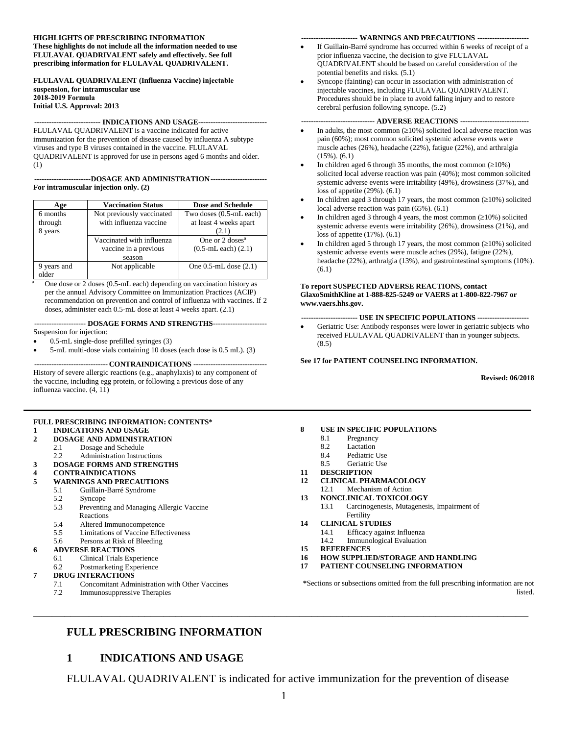**HIGHLIGHTS OF PRESCRIBING INFORMATION**
**These highlights do not include all the information needed to use FLULAVAL QUADRIVALENT safely and effectively. See full prescribing information for FLULAVAL QUADRIVALENT.**

**FLULAVAL QUADRIVALENT (Influenza Vaccine) injectable suspension, for intramuscular use**
**2018-2019 Formula**
**Initial U.S. Approval: 2013**

**INDICATIONS AND USAGE**

FLULAVAL QUADRIVALENT is a vaccine indicated for active immunization for the prevention of disease caused by influenza A subtype viruses and type B viruses contained in the vaccine. FLULAVAL QUADRIVALENT is approved for use in persons aged 6 months and older. (1)

**DOSAGE AND ADMINISTRATION**

**For intramuscular injection only. (2)**

| Age | Vaccination Status | Dose and Schedule |
|---|---|---|
| 6 months through 8 years | Not previously vaccinated with influenza vaccine | Two doses (0.5-mL each) at least 4 weeks apart (2.1) |
| | Vaccinated with influenza vaccine in a previous season | One or 2 doses[a] (0.5-mL each) (2.1) |
| 9 years and older | Not applicable | One 0.5-mL dose (2.1) |

[a] One dose or 2 doses (0.5-mL each) depending on vaccination history as per the annual Advisory Committee on Immunization Practices (ACIP) recommendation on prevention and control of influenza with vaccines. If 2 doses, administer each 0.5-mL dose at least 4 weeks apart. (2.1)

**DOSAGE FORMS AND STRENGTHS**

Suspension for injection:

- 0.5-mL single-dose prefilled syringes (3)
- 5-mL multi-dose vials containing 10 doses (each dose is 0.5 mL). (3)

**CONTRAINDICATIONS**

History of severe allergic reactions (e.g., anaphylaxis) to any component of the vaccine, including egg protein, or following a previous dose of any influenza vaccine. (4, 11)

**WARNINGS AND PRECAUTIONS**

- If Guillain-Barré syndrome has occurred within 6 weeks of receipt of a prior influenza vaccine, the decision to give FLULAVAL QUADRIVALENT should be based on careful consideration of the potential benefits and risks. (5.1)
- Syncope (fainting) can occur in association with administration of injectable vaccines, including FLULAVAL QUADRIVALENT. Procedures should be in place to avoid falling injury and to restore cerebral perfusion following syncope. (5.2)

**ADVERSE REACTIONS**

- In adults, the most common (≥10%) solicited local adverse reaction was pain (60%); most common solicited systemic adverse events were muscle aches (26%), headache (22%), fatigue (22%), and arthralgia (15%). (6.1)
- In children aged 6 through 35 months, the most common (≥10%) solicited local adverse reaction was pain (40%); most common solicited systemic adverse events were irritability (49%), drowsiness (37%), and loss of appetite (29%). (6.1)
- In children aged 3 through 17 years, the most common (≥10%) solicited local adverse reaction was pain (65%). (6.1)
- In children aged 3 through 4 years, the most common (≥10%) solicited systemic adverse events were irritability (26%), drowsiness (21%), and loss of appetite (17%). (6.1)
- In children aged 5 through 17 years, the most common (≥10%) solicited systemic adverse events were muscle aches (29%), fatigue (22%), headache (22%), arthralgia (13%), and gastrointestinal symptoms (10%). (6.1)

**To report SUSPECTED ADVERSE REACTIONS, contact GlaxoSmithKline at 1-888-825-5249 or VAERS at 1-800-822-7967 or www.vaers.hhs.gov.**

**USE IN SPECIFIC POPULATIONS**

- Geriatric Use: Antibody responses were lower in geriatric subjects who received FLULAVAL QUADRIVALENT than in younger subjects. (8.5)

**See 17 for PATIENT COUNSELING INFORMATION.**

**Revised: 06/2018**

---

**FULL PRESCRIBING INFORMATION: CONTENTS***

**1 INDICATIONS AND USAGE**
**2 DOSAGE AND ADMINISTRATION**
- 2.1 Dosage and Schedule
- 2.2 Administration Instructions

**3 DOSAGE FORMS AND STRENGTHS**
**4 CONTRAINDICATIONS**
**5 WARNINGS AND PRECAUTIONS**
- 5.1 Guillain-Barré Syndrome
- 5.2 Syncope
- 5.3 Preventing and Managing Allergic Vaccine Reactions
- 5.4 Altered Immunocompetence
- 5.5 Limitations of Vaccine Effectiveness
- 5.6 Persons at Risk of Bleeding

**6 ADVERSE REACTIONS**
- 6.1 Clinical Trials Experience
- 6.2 Postmarketing Experience

**7 DRUG INTERACTIONS**
- 7.1 Concomitant Administration with Other Vaccines
- 7.2 Immunosuppressive Therapies

**8 USE IN SPECIFIC POPULATIONS**
- 8.1 Pregnancy
- 8.2 Lactation
- 8.4 Pediatric Use
- 8.5 Geriatric Use

**11 DESCRIPTION**
**12 CLINICAL PHARMACOLOGY**
- 12.1 Mechanism of Action

**13 NONCLINICAL TOXICOLOGY**
- 13.1 Carcinogenesis, Mutagenesis, Impairment of Fertility

**14 CLINICAL STUDIES**
- 14.1 Efficacy against Influenza
- 14.2 Immunological Evaluation

**15 REFERENCES**
**16 HOW SUPPLIED/STORAGE AND HANDLING**
**17 PATIENT COUNSELING INFORMATION**

*Sections or subsections omitted from the full prescribing information are not listed.

---

# FULL PRESCRIBING INFORMATION

## 1 INDICATIONS AND USAGE

FLULAVAL QUADRIVALENT is indicated for active immunization for the prevention of disease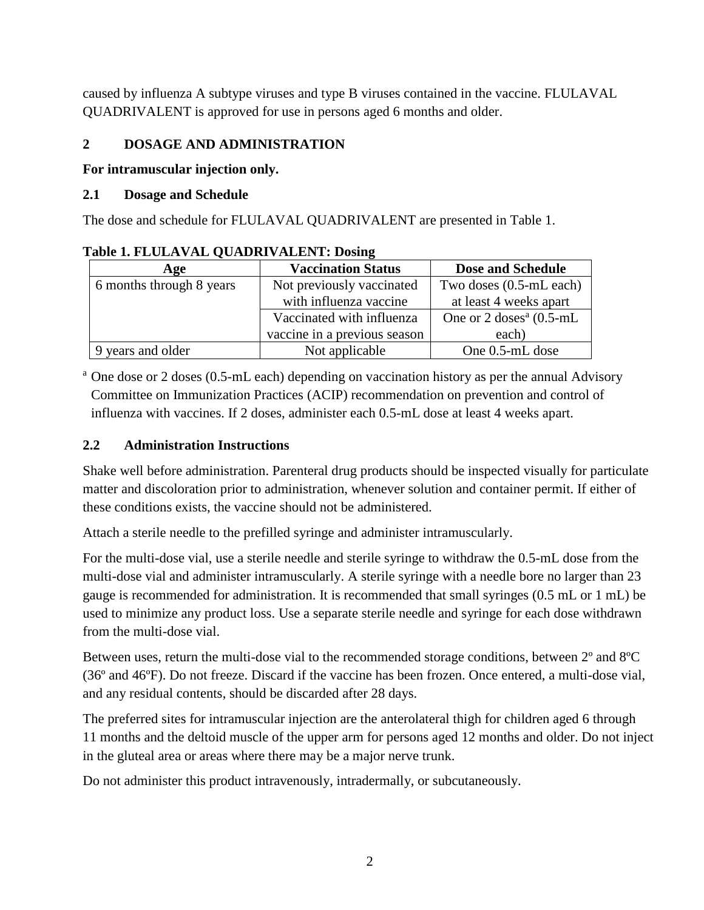caused by influenza A subtype viruses and type B viruses contained in the vaccine. FLULAVAL QUADRIVALENT is approved for use in persons aged 6 months and older.

## 2 DOSAGE AND ADMINISTRATION

**For intramuscular injection only.**

### 2.1 Dosage and Schedule

The dose and schedule for FLULAVAL QUADRIVALENT are presented in Table 1.

**Table 1. FLULAVAL QUADRIVALENT: Dosing**

| Age | Vaccination Status | Dose and Schedule |
|---|---|---|
| 6 months through 8 years | Not previously vaccinated with influenza vaccine | Two doses (0.5-mL each) at least 4 weeks apart |
| | Vaccinated with influenza vaccine in a previous season | One or 2 doses[a] (0.5-mL each) |
| 9 years and older | Not applicable | One 0.5-mL dose |

[a] One dose or 2 doses (0.5-mL each) depending on vaccination history as per the annual Advisory Committee on Immunization Practices (ACIP) recommendation on prevention and control of influenza with vaccines. If 2 doses, administer each 0.5-mL dose at least 4 weeks apart.

### 2.2 Administration Instructions

Shake well before administration. Parenteral drug products should be inspected visually for particulate matter and discoloration prior to administration, whenever solution and container permit. If either of these conditions exists, the vaccine should not be administered.

Attach a sterile needle to the prefilled syringe and administer intramuscularly.

For the multi-dose vial, use a sterile needle and sterile syringe to withdraw the 0.5-mL dose from the multi-dose vial and administer intramuscularly. A sterile syringe with a needle bore no larger than 23 gauge is recommended for administration. It is recommended that small syringes (0.5 mL or 1 mL) be used to minimize any product loss. Use a separate sterile needle and syringe for each dose withdrawn from the multi-dose vial.

Between uses, return the multi-dose vial to the recommended storage conditions, between 2º and 8ºC (36º and 46ºF). Do not freeze. Discard if the vaccine has been frozen. Once entered, a multi-dose vial, and any residual contents, should be discarded after 28 days.

The preferred sites for intramuscular injection are the anterolateral thigh for children aged 6 through 11 months and the deltoid muscle of the upper arm for persons aged 12 months and older. Do not inject in the gluteal area or areas where there may be a major nerve trunk.

Do not administer this product intravenously, intradermally, or subcutaneously.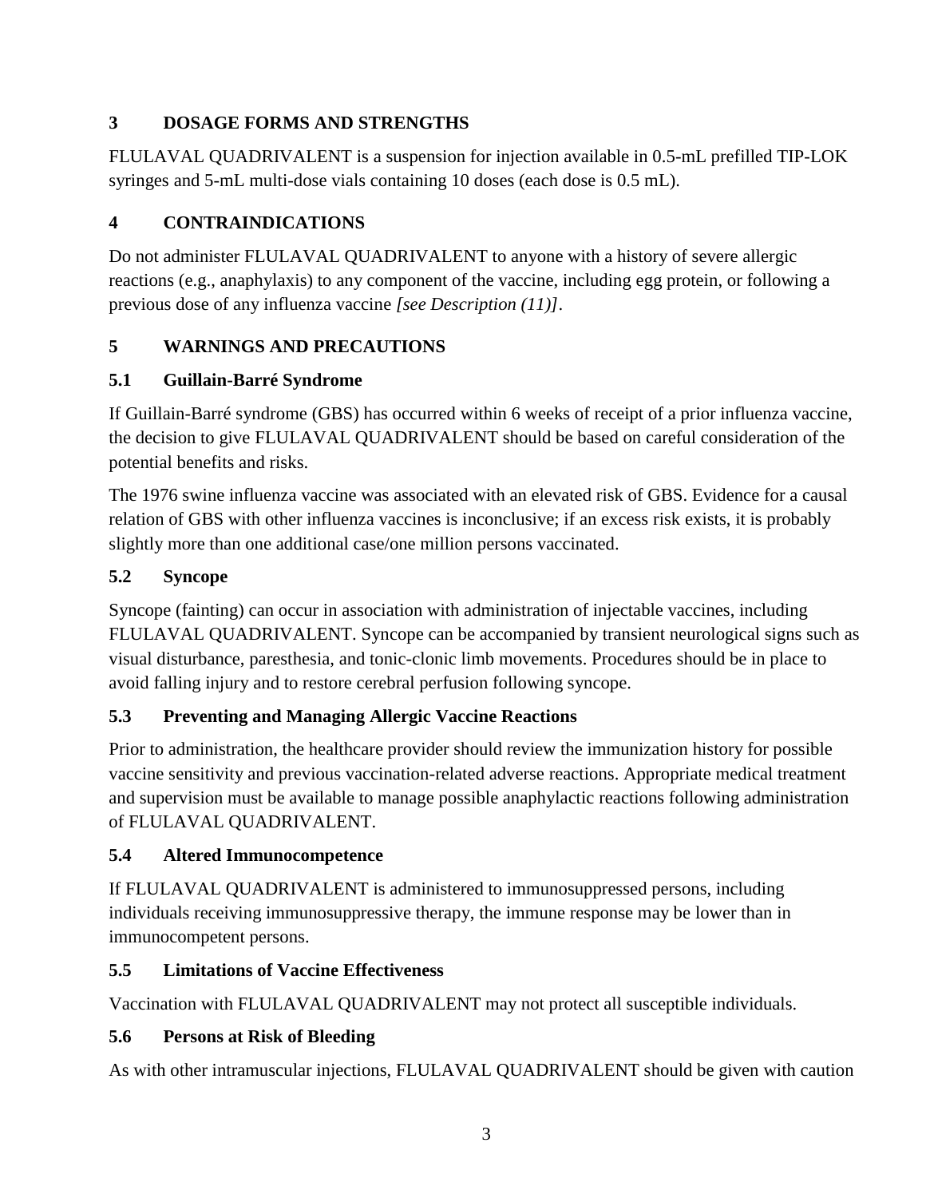## 3 DOSAGE FORMS AND STRENGTHS

FLULAVAL QUADRIVALENT is a suspension for injection available in 0.5-mL prefilled TIP-LOK syringes and 5-mL multi-dose vials containing 10 doses (each dose is 0.5 mL).

## 4 CONTRAINDICATIONS

Do not administer FLULAVAL QUADRIVALENT to anyone with a history of severe allergic reactions (e.g., anaphylaxis) to any component of the vaccine, including egg protein, or following a previous dose of any influenza vaccine *[see Description (11)]*.

## 5 WARNINGS AND PRECAUTIONS

### 5.1 Guillain-Barré Syndrome

If Guillain-Barré syndrome (GBS) has occurred within 6 weeks of receipt of a prior influenza vaccine, the decision to give FLULAVAL QUADRIVALENT should be based on careful consideration of the potential benefits and risks.

The 1976 swine influenza vaccine was associated with an elevated risk of GBS. Evidence for a causal relation of GBS with other influenza vaccines is inconclusive; if an excess risk exists, it is probably slightly more than one additional case/one million persons vaccinated.

### 5.2 Syncope

Syncope (fainting) can occur in association with administration of injectable vaccines, including FLULAVAL QUADRIVALENT. Syncope can be accompanied by transient neurological signs such as visual disturbance, paresthesia, and tonic-clonic limb movements. Procedures should be in place to avoid falling injury and to restore cerebral perfusion following syncope.

### 5.3 Preventing and Managing Allergic Vaccine Reactions

Prior to administration, the healthcare provider should review the immunization history for possible vaccine sensitivity and previous vaccination-related adverse reactions. Appropriate medical treatment and supervision must be available to manage possible anaphylactic reactions following administration of FLULAVAL QUADRIVALENT.

### 5.4 Altered Immunocompetence

If FLULAVAL QUADRIVALENT is administered to immunosuppressed persons, including individuals receiving immunosuppressive therapy, the immune response may be lower than in immunocompetent persons.

### 5.5 Limitations of Vaccine Effectiveness

Vaccination with FLULAVAL QUADRIVALENT may not protect all susceptible individuals.

### 5.6 Persons at Risk of Bleeding

As with other intramuscular injections, FLULAVAL QUADRIVALENT should be given with caution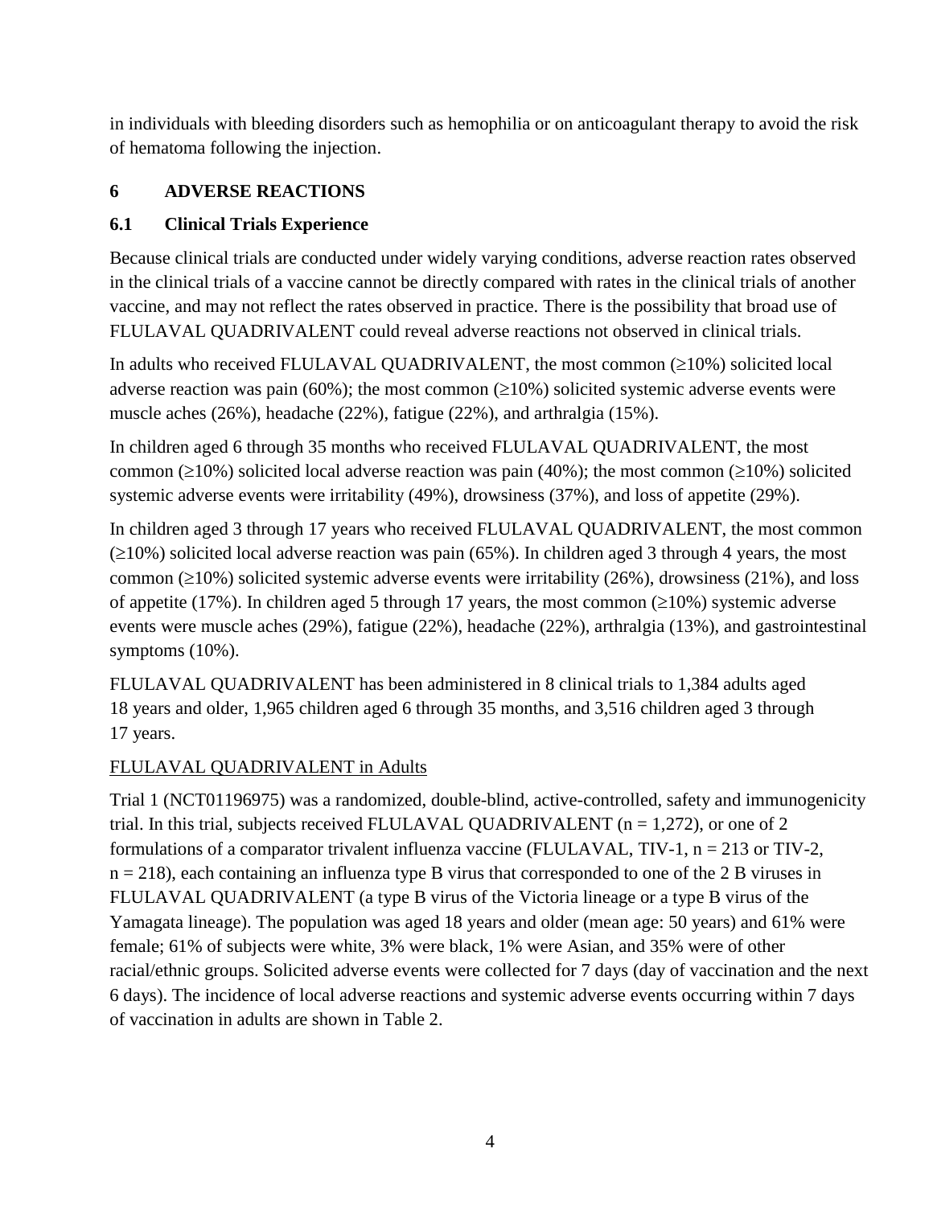in individuals with bleeding disorders such as hemophilia or on anticoagulant therapy to avoid the risk of hematoma following the injection.

## 6 ADVERSE REACTIONS

### 6.1 Clinical Trials Experience

Because clinical trials are conducted under widely varying conditions, adverse reaction rates observed in the clinical trials of a vaccine cannot be directly compared with rates in the clinical trials of another vaccine, and may not reflect the rates observed in practice. There is the possibility that broad use of FLULAVAL QUADRIVALENT could reveal adverse reactions not observed in clinical trials.

In adults who received FLULAVAL QUADRIVALENT, the most common (≥10%) solicited local adverse reaction was pain (60%); the most common (≥10%) solicited systemic adverse events were muscle aches (26%), headache (22%), fatigue (22%), and arthralgia (15%).

In children aged 6 through 35 months who received FLULAVAL QUADRIVALENT, the most common (≥10%) solicited local adverse reaction was pain (40%); the most common (≥10%) solicited systemic adverse events were irritability (49%), drowsiness (37%), and loss of appetite (29%).

In children aged 3 through 17 years who received FLULAVAL QUADRIVALENT, the most common (≥10%) solicited local adverse reaction was pain (65%). In children aged 3 through 4 years, the most common (≥10%) solicited systemic adverse events were irritability (26%), drowsiness (21%), and loss of appetite (17%). In children aged 5 through 17 years, the most common (≥10%) systemic adverse events were muscle aches (29%), fatigue (22%), headache (22%), arthralgia (13%), and gastrointestinal symptoms (10%).

FLULAVAL QUADRIVALENT has been administered in 8 clinical trials to 1,384 adults aged 18 years and older, 1,965 children aged 6 through 35 months, and 3,516 children aged 3 through 17 years.

FLULAVAL QUADRIVALENT in Adults

Trial 1 (NCT01196975) was a randomized, double-blind, active-controlled, safety and immunogenicity trial. In this trial, subjects received FLULAVAL QUADRIVALENT (n = 1,272), or one of 2 formulations of a comparator trivalent influenza vaccine (FLULAVAL, TIV-1, n = 213 or TIV-2, n = 218), each containing an influenza type B virus that corresponded to one of the 2 B viruses in FLULAVAL QUADRIVALENT (a type B virus of the Victoria lineage or a type B virus of the Yamagata lineage). The population was aged 18 years and older (mean age: 50 years) and 61% were female; 61% of subjects were white, 3% were black, 1% were Asian, and 35% were of other racial/ethnic groups. Solicited adverse events were collected for 7 days (day of vaccination and the next 6 days). The incidence of local adverse reactions and systemic adverse events occurring within 7 days of vaccination in adults are shown in Table 2.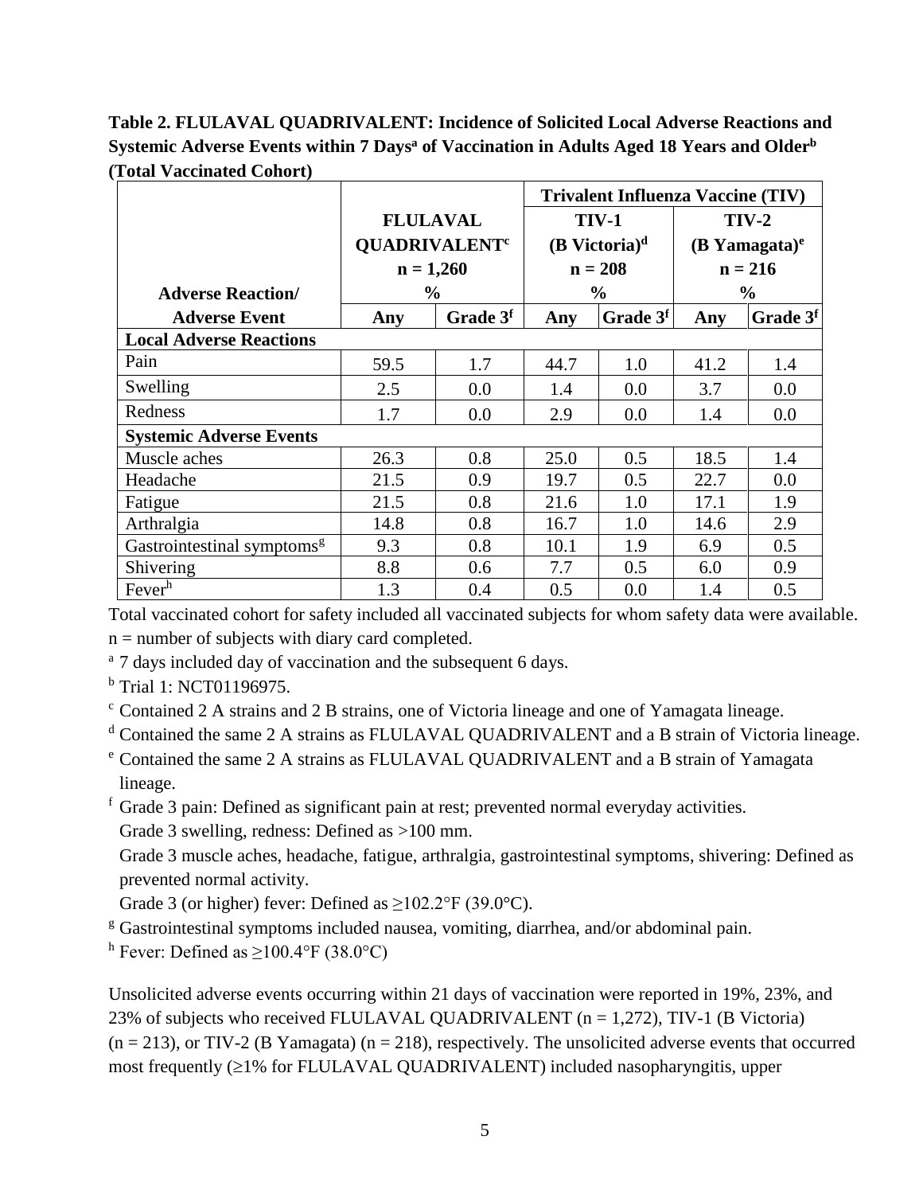**Table 2. FLULAVAL QUADRIVALENT: Incidence of Solicited Local Adverse Reactions and Systemic Adverse Events within 7 Days[a] of Vaccination in Adults Aged 18 Years and Older[b] (Total Vaccinated Cohort)**

| Adverse Reaction/ Adverse Event | FLULAVAL QUADRIVALENT[c] n = 1,260 % | | Trivalent Influenza Vaccine (TIV) TIV-1 (B Victoria)[d] n = 208 % | | Trivalent Influenza Vaccine (TIV) TIV-2 (B Yamagata)[e] n = 216 % | |
|---|---|---|---|---|---|---|
| | Any | Grade 3[f] | Any | Grade 3[f] | Any | Grade 3[f] |
| **Local Adverse Reactions** | | | | | | |
| Pain | 59.5 | 1.7 | 44.7 | 1.0 | 41.2 | 1.4 |
| Swelling | 2.5 | 0.0 | 1.4 | 0.0 | 3.7 | 0.0 |
| Redness | 1.7 | 0.0 | 2.9 | 0.0 | 1.4 | 0.0 |
| **Systemic Adverse Events** | | | | | | |
| Muscle aches | 26.3 | 0.8 | 25.0 | 0.5 | 18.5 | 1.4 |
| Headache | 21.5 | 0.9 | 19.7 | 0.5 | 22.7 | 0.0 |
| Fatigue | 21.5 | 0.8 | 21.6 | 1.0 | 17.1 | 1.9 |
| Arthralgia | 14.8 | 0.8 | 16.7 | 1.0 | 14.6 | 2.9 |
| Gastrointestinal symptoms[g] | 9.3 | 0.8 | 10.1 | 1.9 | 6.9 | 0.5 |
| Shivering | 8.8 | 0.6 | 7.7 | 0.5 | 6.0 | 0.9 |
| Fever[h] | 1.3 | 0.4 | 0.5 | 0.0 | 1.4 | 0.5 |

Total vaccinated cohort for safety included all vaccinated subjects for whom safety data were available.

n = number of subjects with diary card completed.

[a] 7 days included day of vaccination and the subsequent 6 days.

[b] Trial 1: NCT01196975.

[c] Contained 2 A strains and 2 B strains, one of Victoria lineage and one of Yamagata lineage.

[d] Contained the same 2 A strains as FLULAVAL QUADRIVALENT and a B strain of Victoria lineage.

[e] Contained the same 2 A strains as FLULAVAL QUADRIVALENT and a B strain of Yamagata lineage.

[f] Grade 3 pain: Defined as significant pain at rest; prevented normal everyday activities.
Grade 3 swelling, redness: Defined as >100 mm.
Grade 3 muscle aches, headache, fatigue, arthralgia, gastrointestinal symptoms, shivering: Defined as prevented normal activity.
Grade 3 (or higher) fever: Defined as ≥102.2°F (39.0°C).

[g] Gastrointestinal symptoms included nausea, vomiting, diarrhea, and/or abdominal pain.

[h] Fever: Defined as ≥100.4°F (38.0°C)

Unsolicited adverse events occurring within 21 days of vaccination were reported in 19%, 23%, and 23% of subjects who received FLULAVAL QUADRIVALENT (n = 1,272), TIV-1 (B Victoria) (n = 213), or TIV-2 (B Yamagata) (n = 218), respectively. The unsolicited adverse events that occurred most frequently (≥1% for FLULAVAL QUADRIVALENT) included nasopharyngitis, upper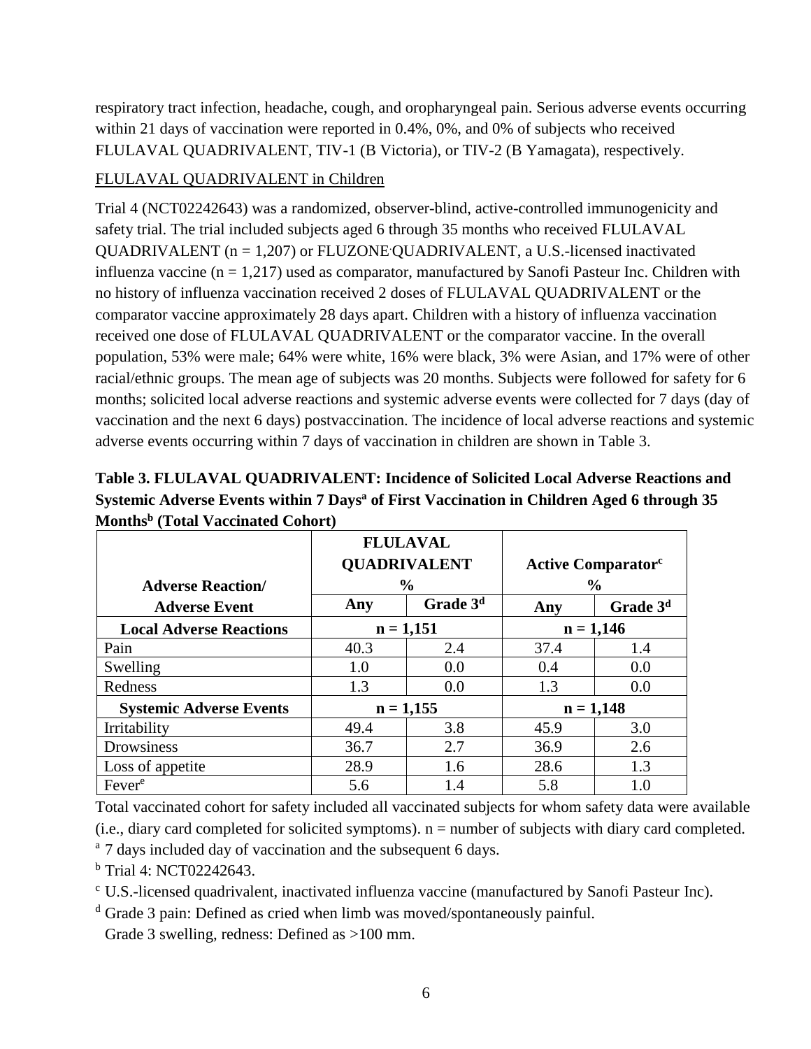respiratory tract infection, headache, cough, and oropharyngeal pain. Serious adverse events occurring within 21 days of vaccination were reported in 0.4%, 0%, and 0% of subjects who received FLULAVAL QUADRIVALENT, TIV-1 (B Victoria), or TIV-2 (B Yamagata), respectively.

FLULAVAL QUADRIVALENT in Children

Trial 4 (NCT02242643) was a randomized, observer-blind, active-controlled immunogenicity and safety trial. The trial included subjects aged 6 through 35 months who received FLULAVAL QUADRIVALENT (n = 1,207) or FLUZONE QUADRIVALENT, a U.S.-licensed inactivated influenza vaccine (n = 1,217) used as comparator, manufactured by Sanofi Pasteur Inc. Children with no history of influenza vaccination received 2 doses of FLULAVAL QUADRIVALENT or the comparator vaccine approximately 28 days apart. Children with a history of influenza vaccination received one dose of FLULAVAL QUADRIVALENT or the comparator vaccine. In the overall population, 53% were male; 64% were white, 16% were black, 3% were Asian, and 17% were of other racial/ethnic groups. The mean age of subjects was 20 months. Subjects were followed for safety for 6 months; solicited local adverse reactions and systemic adverse events were collected for 7 days (day of vaccination and the next 6 days) postvaccination. The incidence of local adverse reactions and systemic adverse events occurring within 7 days of vaccination in children are shown in Table 3.

**Table 3. FLULAVAL QUADRIVALENT: Incidence of Solicited Local Adverse Reactions and Systemic Adverse Events within 7 Days[a] of First Vaccination in Children Aged 6 through 35 Months[b] (Total Vaccinated Cohort)**

| Adverse Reaction/ Adverse Event | FLULAVAL QUADRIVALENT % | | Active Comparator[c] % | |
|---|---|---|---|---|
| | Any | Grade 3[d] | Any | Grade 3[d] |
| **Local Adverse Reactions** | n = 1,151 | | n = 1,146 | |
| Pain | 40.3 | 2.4 | 37.4 | 1.4 |
| Swelling | 1.0 | 0.0 | 0.4 | 0.0 |
| Redness | 1.3 | 0.0 | 1.3 | 0.0 |
| **Systemic Adverse Events** | n = 1,155 | | n = 1,148 | |
| Irritability | 49.4 | 3.8 | 45.9 | 3.0 |
| Drowsiness | 36.7 | 2.7 | 36.9 | 2.6 |
| Loss of appetite | 28.9 | 1.6 | 28.6 | 1.3 |
| Fever[e] | 5.6 | 1.4 | 5.8 | 1.0 |

Total vaccinated cohort for safety included all vaccinated subjects for whom safety data were available (i.e., diary card completed for solicited symptoms). n = number of subjects with diary card completed.

[a] 7 days included day of vaccination and the subsequent 6 days.

[b] Trial 4: NCT02242643.

[c] U.S.-licensed quadrivalent, inactivated influenza vaccine (manufactured by Sanofi Pasteur Inc).

[d] Grade 3 pain: Defined as cried when limb was moved/spontaneously painful.
Grade 3 swelling, redness: Defined as >100 mm.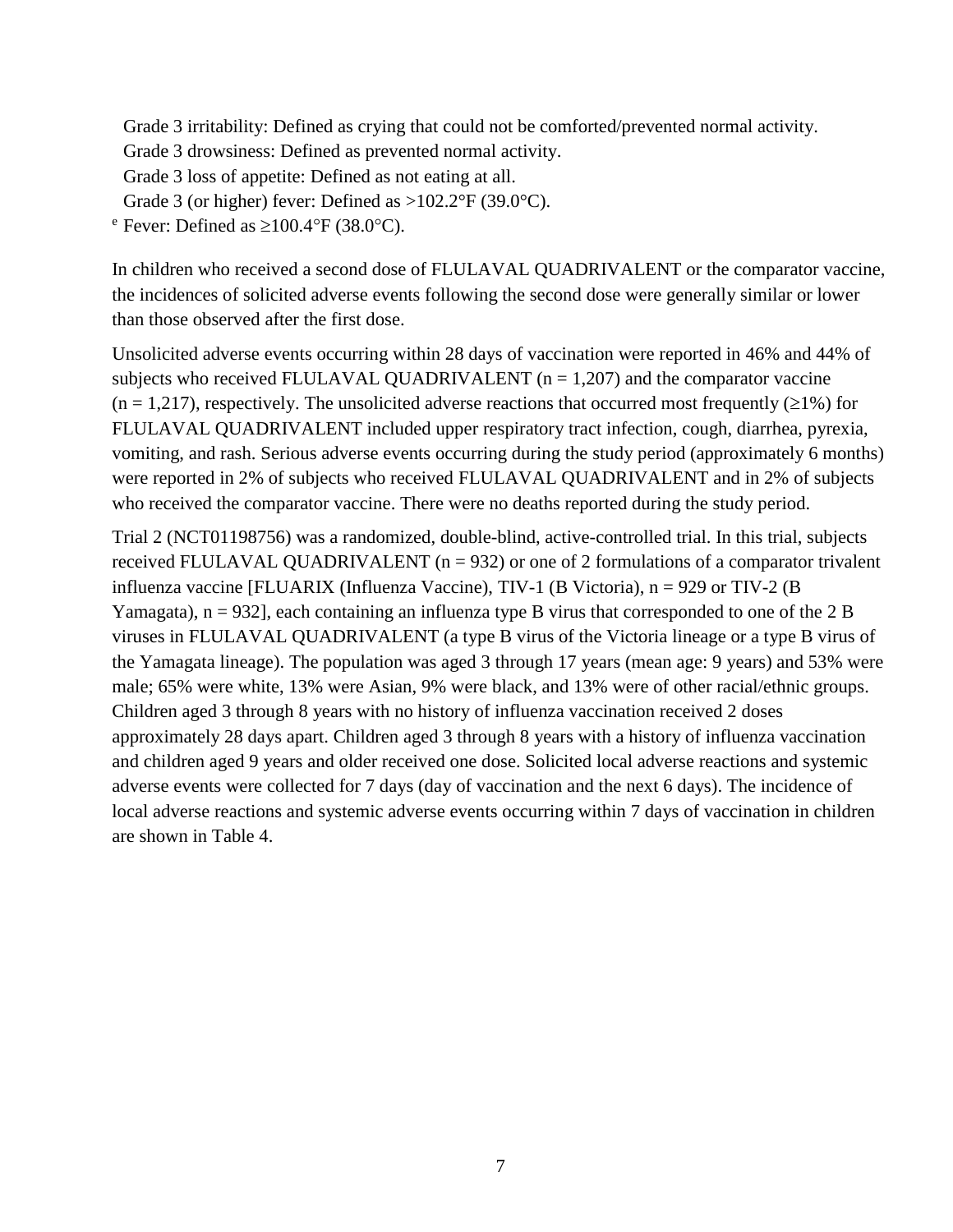Grade 3 irritability: Defined as crying that could not be comforted/prevented normal activity.
Grade 3 drowsiness: Defined as prevented normal activity.
Grade 3 loss of appetite: Defined as not eating at all.
Grade 3 (or higher) fever: Defined as >102.2°F (39.0°C).

[e] Fever: Defined as ≥100.4°F (38.0°C).

In children who received a second dose of FLULAVAL QUADRIVALENT or the comparator vaccine, the incidences of solicited adverse events following the second dose were generally similar or lower than those observed after the first dose.

Unsolicited adverse events occurring within 28 days of vaccination were reported in 46% and 44% of subjects who received FLULAVAL QUADRIVALENT (n = 1,207) and the comparator vaccine (n = 1,217), respectively. The unsolicited adverse reactions that occurred most frequently (≥1%) for FLULAVAL QUADRIVALENT included upper respiratory tract infection, cough, diarrhea, pyrexia, vomiting, and rash. Serious adverse events occurring during the study period (approximately 6 months) were reported in 2% of subjects who received FLULAVAL QUADRIVALENT and in 2% of subjects who received the comparator vaccine. There were no deaths reported during the study period.

Trial 2 (NCT01198756) was a randomized, double-blind, active-controlled trial. In this trial, subjects received FLULAVAL QUADRIVALENT (n = 932) or one of 2 formulations of a comparator trivalent influenza vaccine [FLUARIX (Influenza Vaccine), TIV-1 (B Victoria), n = 929 or TIV-2 (B Yamagata), n = 932], each containing an influenza type B virus that corresponded to one of the 2 B viruses in FLULAVAL QUADRIVALENT (a type B virus of the Victoria lineage or a type B virus of the Yamagata lineage). The population was aged 3 through 17 years (mean age: 9 years) and 53% were male; 65% were white, 13% were Asian, 9% were black, and 13% were of other racial/ethnic groups. Children aged 3 through 8 years with no history of influenza vaccination received 2 doses approximately 28 days apart. Children aged 3 through 8 years with a history of influenza vaccination and children aged 9 years and older received one dose. Solicited local adverse reactions and systemic adverse events were collected for 7 days (day of vaccination and the next 6 days). The incidence of local adverse reactions and systemic adverse events occurring within 7 days of vaccination in children are shown in Table 4.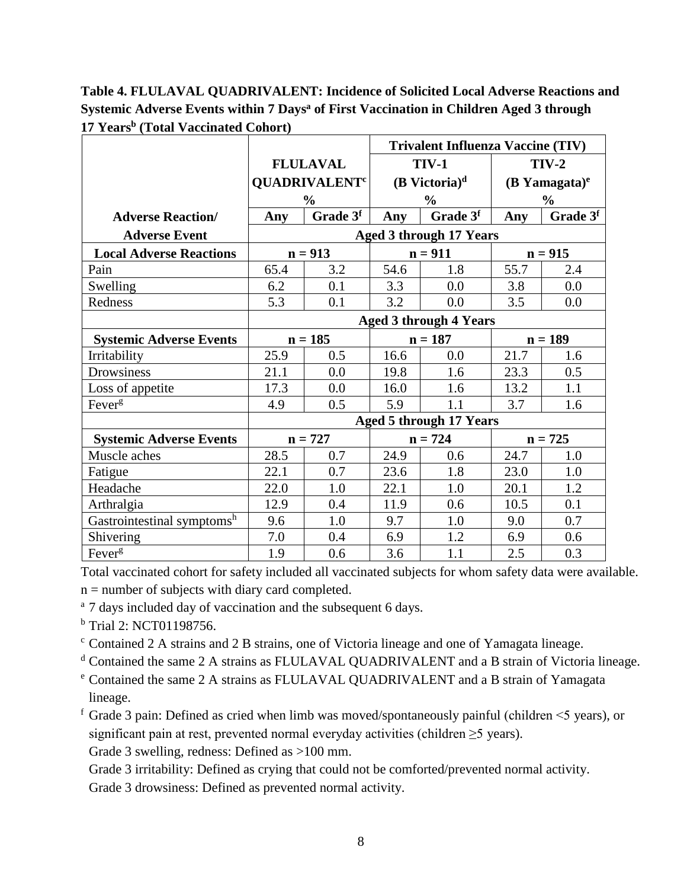**Table 4. FLULAVAL QUADRIVALENT: Incidence of Solicited Local Adverse Reactions and Systemic Adverse Events within 7 Days[a] of First Vaccination in Children Aged 3 through 17 Years[b] (Total Vaccinated Cohort)**

| | | | Trivalent Influenza Vaccine (TIV) | | | |
|---|---|---|---|---|---|---|
| | FLULAVAL QUADRIVALENT[c] % | | TIV-1 (B Victoria)[d] % | | TIV-2 (B Yamagata)[e] % | |
| **Adverse Reaction/ Adverse Event** | **Any** | **Grade 3[f]** | **Any** | **Grade 3[f]** | **Any** | **Grade 3[f]** |
| | **Aged 3 through 17 Years** | | | | | |
| **Local Adverse Reactions** | **n = 913** | | **n = 911** | | **n = 915** | |
| Pain | 65.4 | 3.2 | 54.6 | 1.8 | 55.7 | 2.4 |
| Swelling | 6.2 | 0.1 | 3.3 | 0.0 | 3.8 | 0.0 |
| Redness | 5.3 | 0.1 | 3.2 | 0.0 | 3.5 | 0.0 |
| | **Aged 3 through 4 Years** | | | | | |
| **Systemic Adverse Events** | **n = 185** | | **n = 187** | | **n = 189** | |
| Irritability | 25.9 | 0.5 | 16.6 | 0.0 | 21.7 | 1.6 |
| Drowsiness | 21.1 | 0.0 | 19.8 | 1.6 | 23.3 | 0.5 |
| Loss of appetite | 17.3 | 0.0 | 16.0 | 1.6 | 13.2 | 1.1 |
| Fever[g] | 4.9 | 0.5 | 5.9 | 1.1 | 3.7 | 1.6 |
| | **Aged 5 through 17 Years** | | | | | |
| **Systemic Adverse Events** | **n = 727** | | **n = 724** | | **n = 725** | |
| Muscle aches | 28.5 | 0.7 | 24.9 | 0.6 | 24.7 | 1.0 |
| Fatigue | 22.1 | 0.7 | 23.6 | 1.8 | 23.0 | 1.0 |
| Headache | 22.0 | 1.0 | 22.1 | 1.0 | 20.1 | 1.2 |
| Arthralgia | 12.9 | 0.4 | 11.9 | 0.6 | 10.5 | 0.1 |
| Gastrointestinal symptoms[h] | 9.6 | 1.0 | 9.7 | 1.0 | 9.0 | 0.7 |
| Shivering | 7.0 | 0.4 | 6.9 | 1.2 | 6.9 | 0.6 |
| Fever[g] | 1.9 | 0.6 | 3.6 | 1.1 | 2.5 | 0.3 |

Total vaccinated cohort for safety included all vaccinated subjects for whom safety data were available.

n = number of subjects with diary card completed.

[a] 7 days included day of vaccination and the subsequent 6 days.

[b] Trial 2: NCT01198756.

[c] Contained 2 A strains and 2 B strains, one of Victoria lineage and one of Yamagata lineage.

[d] Contained the same 2 A strains as FLULAVAL QUADRIVALENT and a B strain of Victoria lineage.

[e] Contained the same 2 A strains as FLULAVAL QUADRIVALENT and a B strain of Yamagata lineage.

[f] Grade 3 pain: Defined as cried when limb was moved/spontaneously painful (children <5 years), or significant pain at rest, prevented normal everyday activities (children ≥5 years).

Grade 3 swelling, redness: Defined as >100 mm.

Grade 3 irritability: Defined as crying that could not be comforted/prevented normal activity.

Grade 3 drowsiness: Defined as prevented normal activity.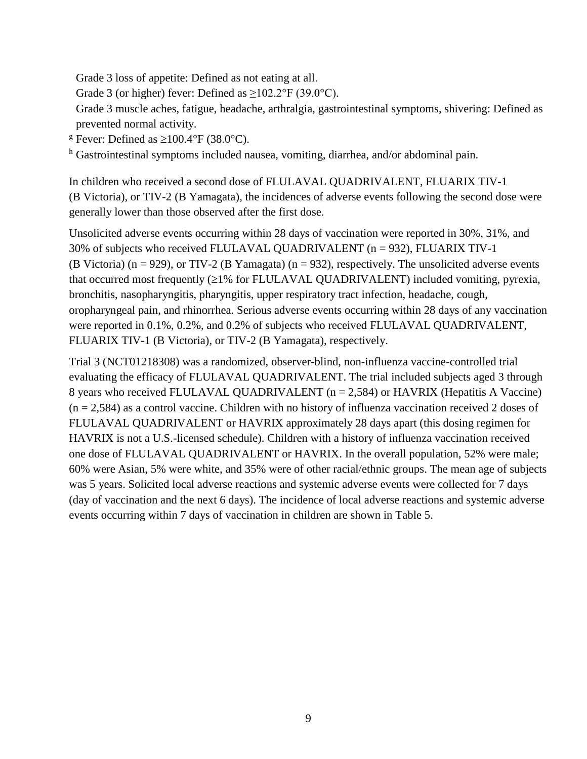Grade 3 loss of appetite: Defined as not eating at all.

Grade 3 (or higher) fever: Defined as ≥102.2°F (39.0°C).

Grade 3 muscle aches, fatigue, headache, arthralgia, gastrointestinal symptoms, shivering: Defined as prevented normal activity.

[g] Fever: Defined as ≥100.4°F (38.0°C).

[h] Gastrointestinal symptoms included nausea, vomiting, diarrhea, and/or abdominal pain.

In children who received a second dose of FLULAVAL QUADRIVALENT, FLUARIX TIV-1 (B Victoria), or TIV-2 (B Yamagata), the incidences of adverse events following the second dose were generally lower than those observed after the first dose.

Unsolicited adverse events occurring within 28 days of vaccination were reported in 30%, 31%, and 30% of subjects who received FLULAVAL QUADRIVALENT (n = 932), FLUARIX TIV-1 (B Victoria) (n = 929), or TIV-2 (B Yamagata) (n = 932), respectively. The unsolicited adverse events that occurred most frequently (≥1% for FLULAVAL QUADRIVALENT) included vomiting, pyrexia, bronchitis, nasopharyngitis, pharyngitis, upper respiratory tract infection, headache, cough, oropharyngeal pain, and rhinorrhea. Serious adverse events occurring within 28 days of any vaccination were reported in 0.1%, 0.2%, and 0.2% of subjects who received FLULAVAL QUADRIVALENT, FLUARIX TIV-1 (B Victoria), or TIV-2 (B Yamagata), respectively.

Trial 3 (NCT01218308) was a randomized, observer-blind, non-influenza vaccine-controlled trial evaluating the efficacy of FLULAVAL QUADRIVALENT. The trial included subjects aged 3 through 8 years who received FLULAVAL QUADRIVALENT (n = 2,584) or HAVRIX (Hepatitis A Vaccine) (n = 2,584) as a control vaccine. Children with no history of influenza vaccination received 2 doses of FLULAVAL QUADRIVALENT or HAVRIX approximately 28 days apart (this dosing regimen for HAVRIX is not a U.S.-licensed schedule). Children with a history of influenza vaccination received one dose of FLULAVAL QUADRIVALENT or HAVRIX. In the overall population, 52% were male; 60% were Asian, 5% were white, and 35% were of other racial/ethnic groups. The mean age of subjects was 5 years. Solicited local adverse reactions and systemic adverse events were collected for 7 days (day of vaccination and the next 6 days). The incidence of local adverse reactions and systemic adverse events occurring within 7 days of vaccination in children are shown in Table 5.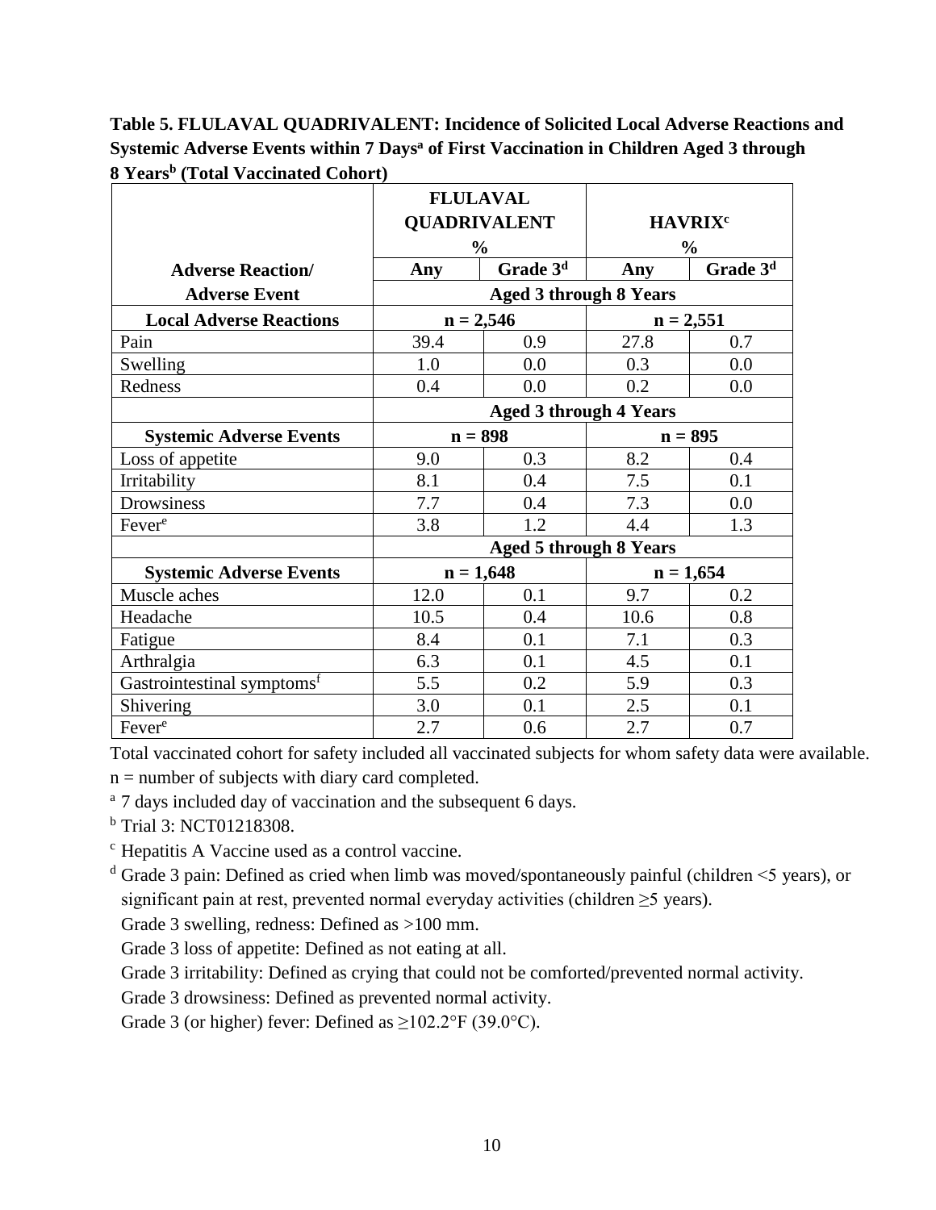**Table 5. FLULAVAL QUADRIVALENT: Incidence of Solicited Local Adverse Reactions and Systemic Adverse Events within 7 Days[a] of First Vaccination in Children Aged 3 through 8 Years[b] (Total Vaccinated Cohort)**

| | FLULAVAL QUADRIVALENT % | | HAVRIX[c] % | |
|---|---|---|---|---|
| **Adverse Reaction/** | **Any** | **Grade 3[d]** | **Any** | **Grade 3[d]** |
| **Adverse Event** | **Aged 3 through 8 Years** | | | |
| **Local Adverse Reactions** | **n = 2,546** | | **n = 2,551** | |
| Pain | 39.4 | 0.9 | 27.8 | 0.7 |
| Swelling | 1.0 | 0.0 | 0.3 | 0.0 |
| Redness | 0.4 | 0.0 | 0.2 | 0.0 |
| | **Aged 3 through 4 Years** | | | |
| **Systemic Adverse Events** | **n = 898** | | **n = 895** | |
| Loss of appetite | 9.0 | 0.3 | 8.2 | 0.4 |
| Irritability | 8.1 | 0.4 | 7.5 | 0.1 |
| Drowsiness | 7.7 | 0.4 | 7.3 | 0.0 |
| Fever[e] | 3.8 | 1.2 | 4.4 | 1.3 |
| | **Aged 5 through 8 Years** | | | |
| **Systemic Adverse Events** | **n = 1,648** | | **n = 1,654** | |
| Muscle aches | 12.0 | 0.1 | 9.7 | 0.2 |
| Headache | 10.5 | 0.4 | 10.6 | 0.8 |
| Fatigue | 8.4 | 0.1 | 7.1 | 0.3 |
| Arthralgia | 6.3 | 0.1 | 4.5 | 0.1 |
| Gastrointestinal symptoms[f] | 5.5 | 0.2 | 5.9 | 0.3 |
| Shivering | 3.0 | 0.1 | 2.5 | 0.1 |
| Fever[e] | 2.7 | 0.6 | 2.7 | 0.7 |

Total vaccinated cohort for safety included all vaccinated subjects for whom safety data were available.

n = number of subjects with diary card completed.

[a] 7 days included day of vaccination and the subsequent 6 days.

[b] Trial 3: NCT01218308.

[c] Hepatitis A Vaccine used as a control vaccine.

[d] Grade 3 pain: Defined as cried when limb was moved/spontaneously painful (children <5 years), or significant pain at rest, prevented normal everyday activities (children ≥5 years).

Grade 3 swelling, redness: Defined as >100 mm.

Grade 3 loss of appetite: Defined as not eating at all.

Grade 3 irritability: Defined as crying that could not be comforted/prevented normal activity.

Grade 3 drowsiness: Defined as prevented normal activity.

Grade 3 (or higher) fever: Defined as ≥102.2°F (39.0°C).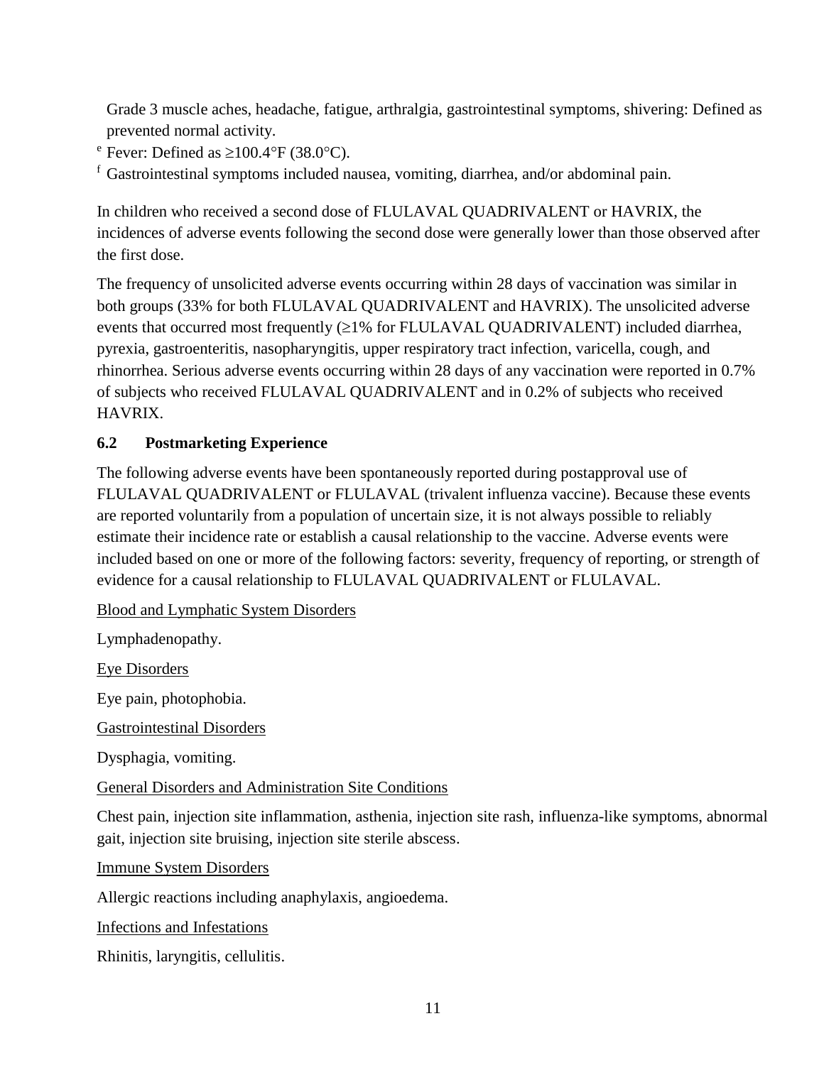Grade 3 muscle aches, headache, fatigue, arthralgia, gastrointestinal symptoms, shivering: Defined as prevented normal activity.

[e] Fever: Defined as ≥100.4°F (38.0°C).

[f] Gastrointestinal symptoms included nausea, vomiting, diarrhea, and/or abdominal pain.

In children who received a second dose of FLULAVAL QUADRIVALENT or HAVRIX, the incidences of adverse events following the second dose were generally lower than those observed after the first dose.

The frequency of unsolicited adverse events occurring within 28 days of vaccination was similar in both groups (33% for both FLULAVAL QUADRIVALENT and HAVRIX). The unsolicited adverse events that occurred most frequently (≥1% for FLULAVAL QUADRIVALENT) included diarrhea, pyrexia, gastroenteritis, nasopharyngitis, upper respiratory tract infection, varicella, cough, and rhinorrhea. Serious adverse events occurring within 28 days of any vaccination were reported in 0.7% of subjects who received FLULAVAL QUADRIVALENT and in 0.2% of subjects who received HAVRIX.

### 6.2 Postmarketing Experience

The following adverse events have been spontaneously reported during postapproval use of FLULAVAL QUADRIVALENT or FLULAVAL (trivalent influenza vaccine). Because these events are reported voluntarily from a population of uncertain size, it is not always possible to reliably estimate their incidence rate or establish a causal relationship to the vaccine. Adverse events were included based on one or more of the following factors: severity, frequency of reporting, or strength of evidence for a causal relationship to FLULAVAL QUADRIVALENT or FLULAVAL.

Blood and Lymphatic System Disorders

Lymphadenopathy.

Eye Disorders

Eye pain, photophobia.

Gastrointestinal Disorders

Dysphagia, vomiting.

General Disorders and Administration Site Conditions

Chest pain, injection site inflammation, asthenia, injection site rash, influenza-like symptoms, abnormal gait, injection site bruising, injection site sterile abscess.

Immune System Disorders

Allergic reactions including anaphylaxis, angioedema.

Infections and Infestations

Rhinitis, laryngitis, cellulitis.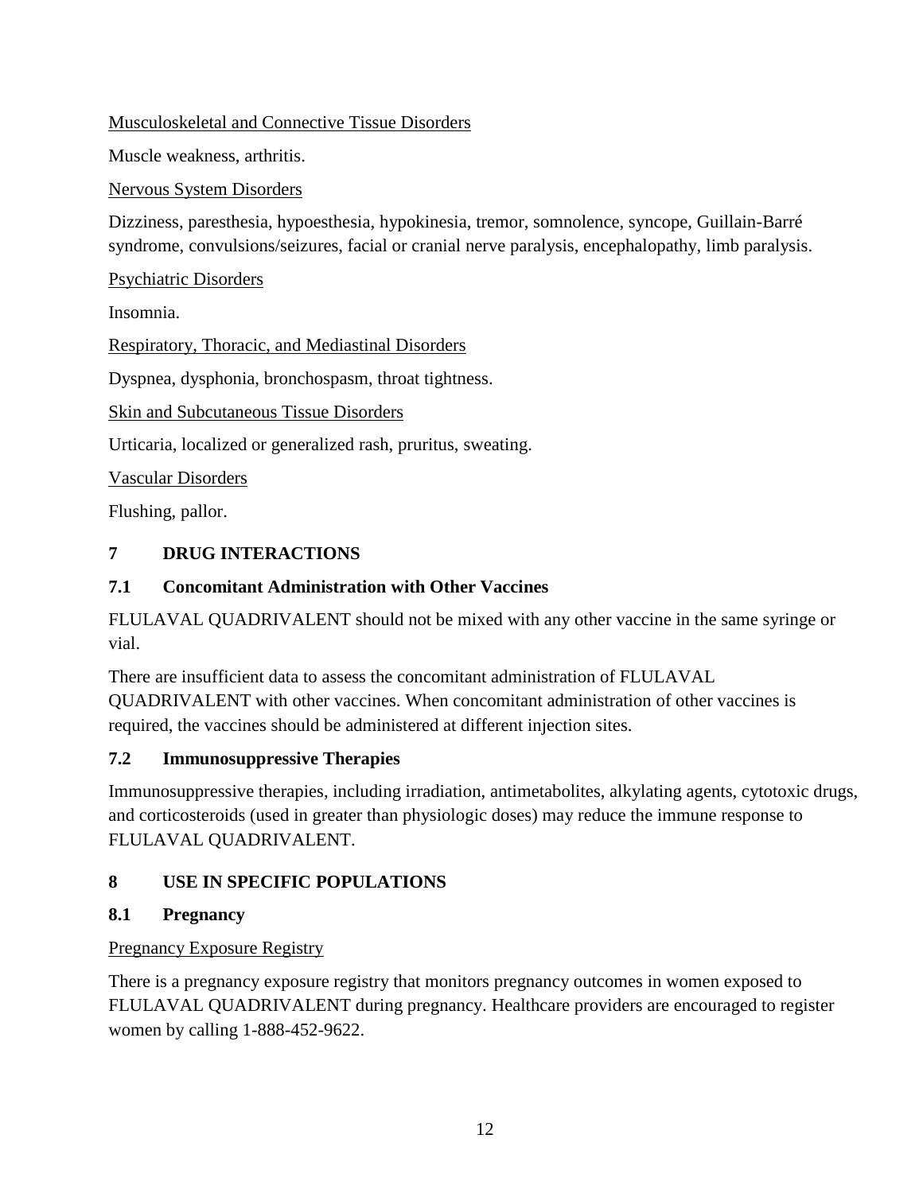Musculoskeletal and Connective Tissue Disorders

Muscle weakness, arthritis.

Nervous System Disorders

Dizziness, paresthesia, hypoesthesia, hypokinesia, tremor, somnolence, syncope, Guillain-Barré syndrome, convulsions/seizures, facial or cranial nerve paralysis, encephalopathy, limb paralysis.

Psychiatric Disorders

Insomnia.

Respiratory, Thoracic, and Mediastinal Disorders

Dyspnea, dysphonia, bronchospasm, throat tightness.

Skin and Subcutaneous Tissue Disorders

Urticaria, localized or generalized rash, pruritus, sweating.

Vascular Disorders

Flushing, pallor.

## 7 DRUG INTERACTIONS

### 7.1 Concomitant Administration with Other Vaccines

FLULAVAL QUADRIVALENT should not be mixed with any other vaccine in the same syringe or vial.

There are insufficient data to assess the concomitant administration of FLULAVAL QUADRIVALENT with other vaccines. When concomitant administration of other vaccines is required, the vaccines should be administered at different injection sites.

### 7.2 Immunosuppressive Therapies

Immunosuppressive therapies, including irradiation, antimetabolites, alkylating agents, cytotoxic drugs, and corticosteroids (used in greater than physiologic doses) may reduce the immune response to FLULAVAL QUADRIVALENT.

## 8 USE IN SPECIFIC POPULATIONS

### 8.1 Pregnancy

Pregnancy Exposure Registry

There is a pregnancy exposure registry that monitors pregnancy outcomes in women exposed to FLULAVAL QUADRIVALENT during pregnancy. Healthcare providers are encouraged to register women by calling 1-888-452-9622.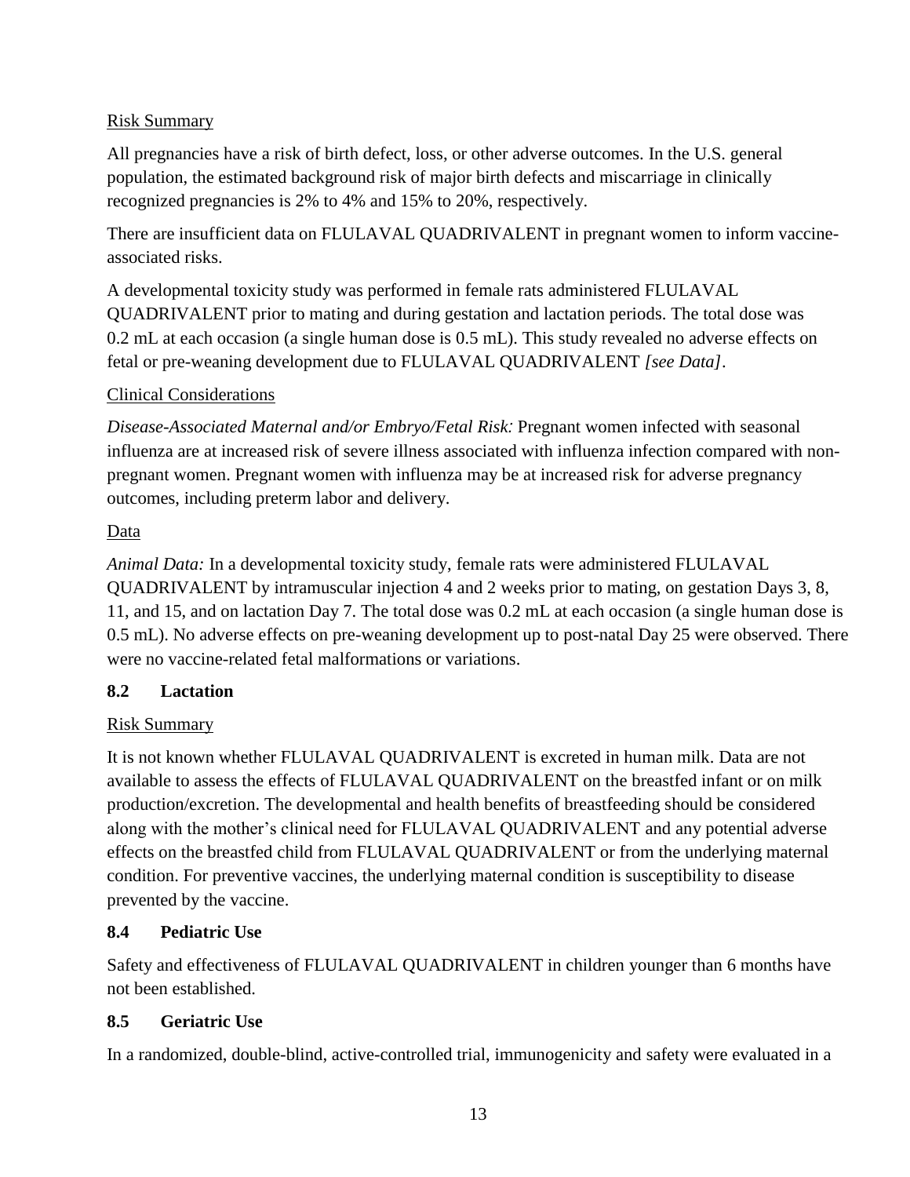Risk Summary

All pregnancies have a risk of birth defect, loss, or other adverse outcomes. In the U.S. general population, the estimated background risk of major birth defects and miscarriage in clinically recognized pregnancies is 2% to 4% and 15% to 20%, respectively.

There are insufficient data on FLULAVAL QUADRIVALENT in pregnant women to inform vaccine-associated risks.

A developmental toxicity study was performed in female rats administered FLULAVAL QUADRIVALENT prior to mating and during gestation and lactation periods. The total dose was 0.2 mL at each occasion (a single human dose is 0.5 mL). This study revealed no adverse effects on fetal or pre-weaning development due to FLULAVAL QUADRIVALENT *[see Data]*.

Clinical Considerations

*Disease-Associated Maternal and/or Embryo/Fetal Risk:* Pregnant women infected with seasonal influenza are at increased risk of severe illness associated with influenza infection compared with non-pregnant women. Pregnant women with influenza may be at increased risk for adverse pregnancy outcomes, including preterm labor and delivery.

Data

*Animal Data:* In a developmental toxicity study, female rats were administered FLULAVAL QUADRIVALENT by intramuscular injection 4 and 2 weeks prior to mating, on gestation Days 3, 8, 11, and 15, and on lactation Day 7. The total dose was 0.2 mL at each occasion (a single human dose is 0.5 mL). No adverse effects on pre-weaning development up to post-natal Day 25 were observed. There were no vaccine-related fetal malformations or variations.

### 8.2 Lactation

Risk Summary

It is not known whether FLULAVAL QUADRIVALENT is excreted in human milk. Data are not available to assess the effects of FLULAVAL QUADRIVALENT on the breastfed infant or on milk production/excretion. The developmental and health benefits of breastfeeding should be considered along with the mother's clinical need for FLULAVAL QUADRIVALENT and any potential adverse effects on the breastfed child from FLULAVAL QUADRIVALENT or from the underlying maternal condition. For preventive vaccines, the underlying maternal condition is susceptibility to disease prevented by the vaccine.

### 8.4 Pediatric Use

Safety and effectiveness of FLULAVAL QUADRIVALENT in children younger than 6 months have not been established.

### 8.5 Geriatric Use

In a randomized, double-blind, active-controlled trial, immunogenicity and safety were evaluated in a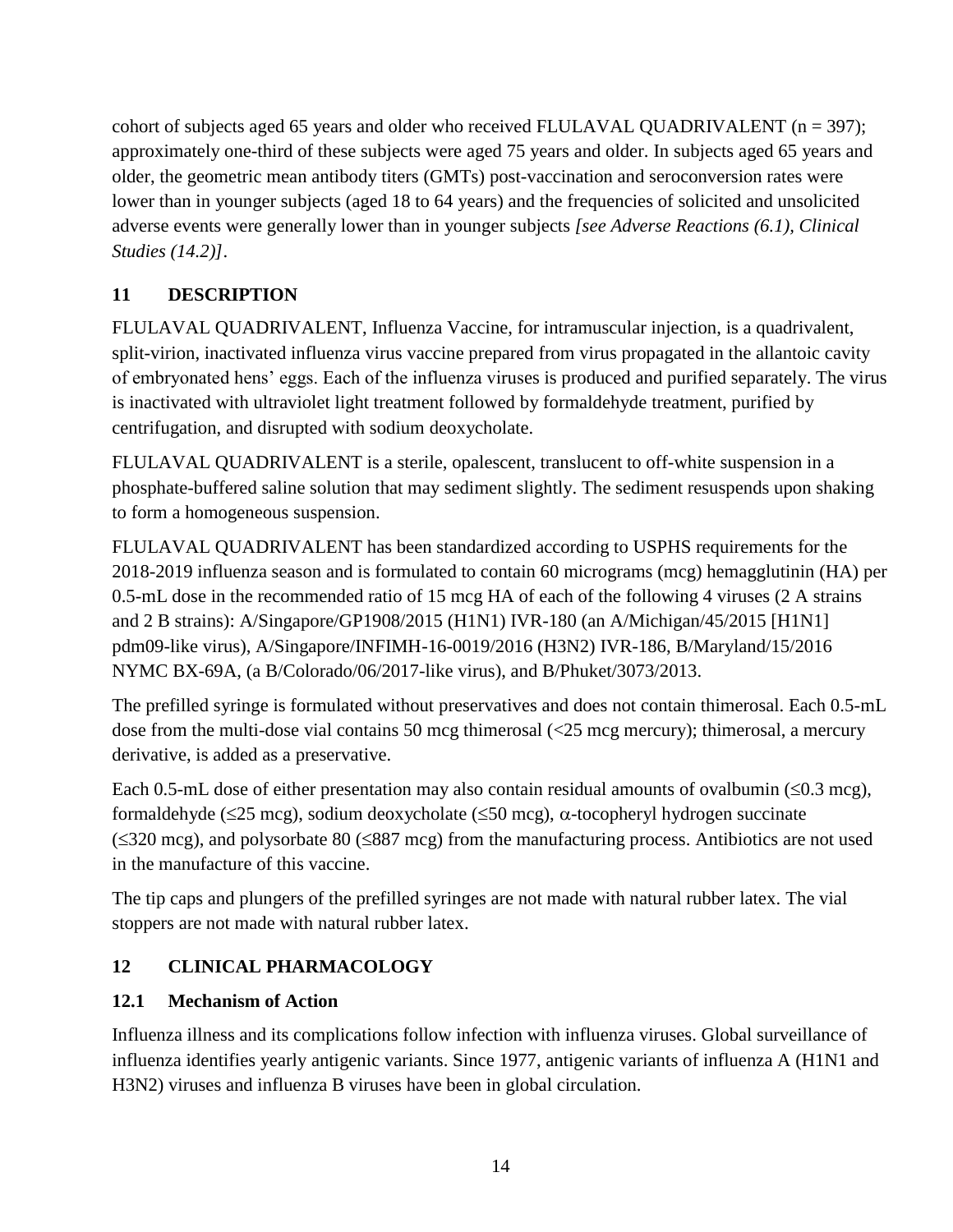cohort of subjects aged 65 years and older who received FLULAVAL QUADRIVALENT (n = 397); approximately one-third of these subjects were aged 75 years and older. In subjects aged 65 years and older, the geometric mean antibody titers (GMTs) post-vaccination and seroconversion rates were lower than in younger subjects (aged 18 to 64 years) and the frequencies of solicited and unsolicited adverse events were generally lower than in younger subjects *[see Adverse Reactions (6.1), Clinical Studies (14.2)]*.

## 11 DESCRIPTION

FLULAVAL QUADRIVALENT, Influenza Vaccine, for intramuscular injection, is a quadrivalent, split-virion, inactivated influenza virus vaccine prepared from virus propagated in the allantoic cavity of embryonated hens' eggs. Each of the influenza viruses is produced and purified separately. The virus is inactivated with ultraviolet light treatment followed by formaldehyde treatment, purified by centrifugation, and disrupted with sodium deoxycholate.

FLULAVAL QUADRIVALENT is a sterile, opalescent, translucent to off-white suspension in a phosphate-buffered saline solution that may sediment slightly. The sediment resuspends upon shaking to form a homogeneous suspension.

FLULAVAL QUADRIVALENT has been standardized according to USPHS requirements for the 2018-2019 influenza season and is formulated to contain 60 micrograms (mcg) hemagglutinin (HA) per 0.5-mL dose in the recommended ratio of 15 mcg HA of each of the following 4 viruses (2 A strains and 2 B strains): A/Singapore/GP1908/2015 (H1N1) IVR-180 (an A/Michigan/45/2015 [H1N1] pdm09-like virus), A/Singapore/INFIMH-16-0019/2016 (H3N2) IVR-186, B/Maryland/15/2016 NYMC BX-69A, (a B/Colorado/06/2017-like virus), and B/Phuket/3073/2013.

The prefilled syringe is formulated without preservatives and does not contain thimerosal. Each 0.5-mL dose from the multi-dose vial contains 50 mcg thimerosal (<25 mcg mercury); thimerosal, a mercury derivative, is added as a preservative.

Each 0.5-mL dose of either presentation may also contain residual amounts of ovalbumin (≤0.3 mcg), formaldehyde (≤25 mcg), sodium deoxycholate (≤50 mcg), $\alpha$-tocopheryl hydrogen succinate (≤320 mcg), and polysorbate 80 (≤887 mcg) from the manufacturing process. Antibiotics are not used in the manufacture of this vaccine.

The tip caps and plungers of the prefilled syringes are not made with natural rubber latex. The vial stoppers are not made with natural rubber latex.

## 12 CLINICAL PHARMACOLOGY

### 12.1 Mechanism of Action

Influenza illness and its complications follow infection with influenza viruses. Global surveillance of influenza identifies yearly antigenic variants. Since 1977, antigenic variants of influenza A (H1N1 and H3N2) viruses and influenza B viruses have been in global circulation.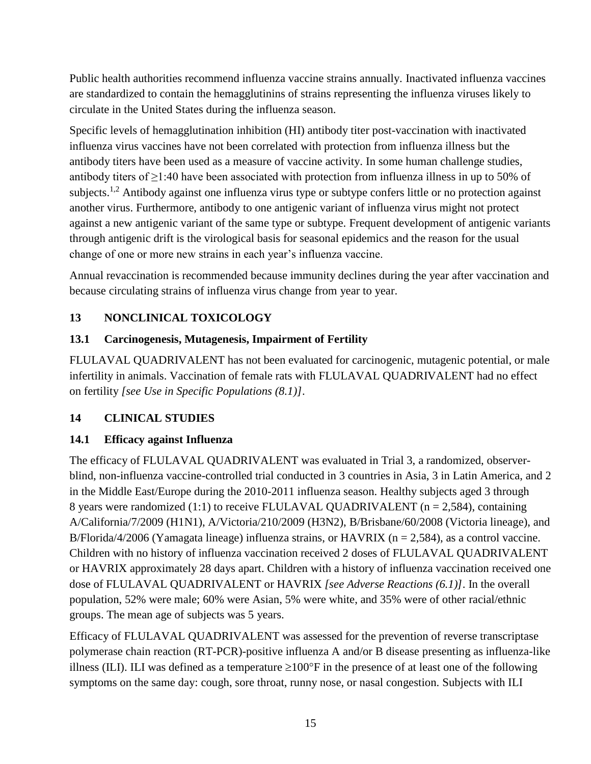Public health authorities recommend influenza vaccine strains annually. Inactivated influenza vaccines are standardized to contain the hemagglutinins of strains representing the influenza viruses likely to circulate in the United States during the influenza season.

Specific levels of hemagglutination inhibition (HI) antibody titer post-vaccination with inactivated influenza virus vaccines have not been correlated with protection from influenza illness but the antibody titers have been used as a measure of vaccine activity. In some human challenge studies, antibody titers of ≥1:40 have been associated with protection from influenza illness in up to 50% of subjects.[1,2] Antibody against one influenza virus type or subtype confers little or no protection against another virus. Furthermore, antibody to one antigenic variant of influenza virus might not protect against a new antigenic variant of the same type or subtype. Frequent development of antigenic variants through antigenic drift is the virological basis for seasonal epidemics and the reason for the usual change of one or more new strains in each year's influenza vaccine.

Annual revaccination is recommended because immunity declines during the year after vaccination and because circulating strains of influenza virus change from year to year.

## 13 NONCLINICAL TOXICOLOGY

### 13.1 Carcinogenesis, Mutagenesis, Impairment of Fertility

FLULAVAL QUADRIVALENT has not been evaluated for carcinogenic, mutagenic potential, or male infertility in animals. Vaccination of female rats with FLULAVAL QUADRIVALENT had no effect on fertility *[see Use in Specific Populations (8.1)]*.

## 14 CLINICAL STUDIES

### 14.1 Efficacy against Influenza

The efficacy of FLULAVAL QUADRIVALENT was evaluated in Trial 3, a randomized, observer-blind, non-influenza vaccine-controlled trial conducted in 3 countries in Asia, 3 in Latin America, and 2 in the Middle East/Europe during the 2010-2011 influenza season. Healthy subjects aged 3 through 8 years were randomized (1:1) to receive FLULAVAL QUADRIVALENT (n = 2,584), containing A/California/7/2009 (H1N1), A/Victoria/210/2009 (H3N2), B/Brisbane/60/2008 (Victoria lineage), and B/Florida/4/2006 (Yamagata lineage) influenza strains, or HAVRIX (n = 2,584), as a control vaccine. Children with no history of influenza vaccination received 2 doses of FLULAVAL QUADRIVALENT or HAVRIX approximately 28 days apart. Children with a history of influenza vaccination received one dose of FLULAVAL QUADRIVALENT or HAVRIX *[see Adverse Reactions (6.1)]*. In the overall population, 52% were male; 60% were Asian, 5% were white, and 35% were of other racial/ethnic groups. The mean age of subjects was 5 years.

Efficacy of FLULAVAL QUADRIVALENT was assessed for the prevention of reverse transcriptase polymerase chain reaction (RT-PCR)-positive influenza A and/or B disease presenting as influenza-like illness (ILI). ILI was defined as a temperature ≥100°F in the presence of at least one of the following symptoms on the same day: cough, sore throat, runny nose, or nasal congestion. Subjects with ILI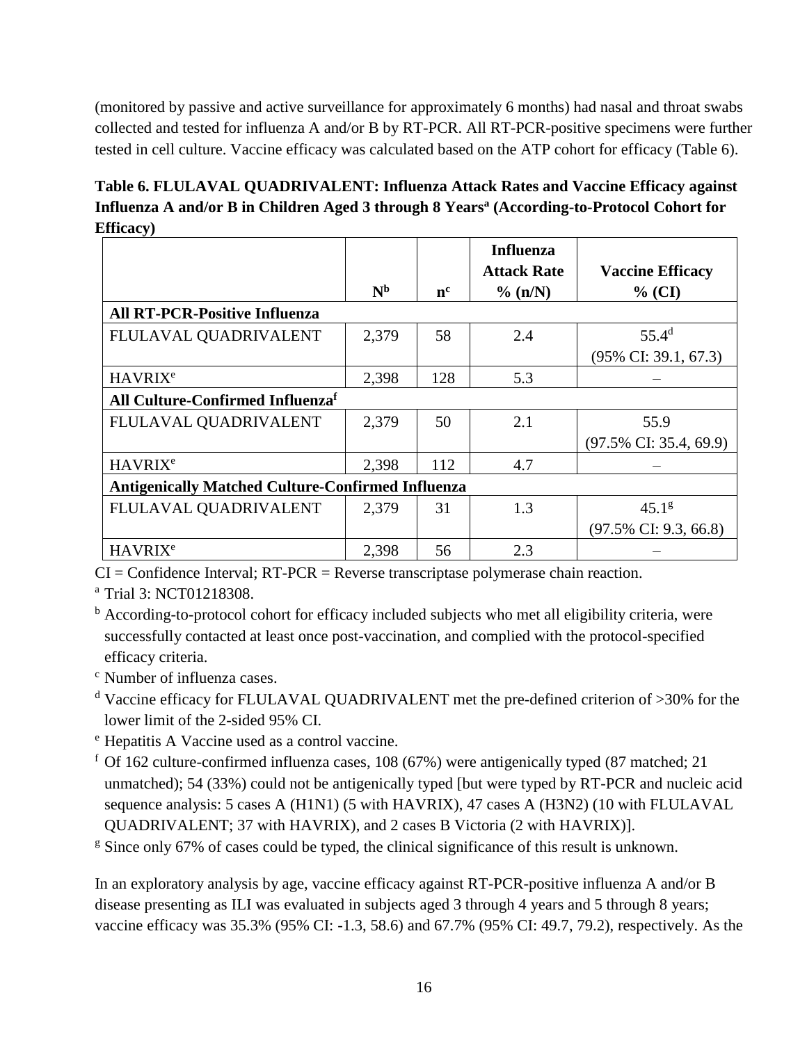(monitored by passive and active surveillance for approximately 6 months) had nasal and throat swabs collected and tested for influenza A and/or B by RT-PCR. All RT-PCR-positive specimens were further tested in cell culture. Vaccine efficacy was calculated based on the ATP cohort for efficacy (Table 6).

**Table 6. FLULAVAL QUADRIVALENT: Influenza Attack Rates and Vaccine Efficacy against Influenza A and/or B in Children Aged 3 through 8 Years[a] (According-to-Protocol Cohort for Efficacy)**

| | N[b] | n[c] | Influenza Attack Rate % (n/N) | Vaccine Efficacy % (CI) |
|---|---|---|---|---|
| **All RT-PCR-Positive Influenza** | | | | |
| FLULAVAL QUADRIVALENT | 2,379 | 58 | 2.4 | 55.4[d] (95% CI: 39.1, 67.3) |
| HAVRIX[e] | 2,398 | 128 | 5.3 | – |
| **All Culture-Confirmed Influenza[f]** | | | | |
| FLULAVAL QUADRIVALENT | 2,379 | 50 | 2.1 | 55.9 (97.5% CI: 35.4, 69.9) |
| HAVRIX[e] | 2,398 | 112 | 4.7 | – |
| **Antigenically Matched Culture-Confirmed Influenza** | | | | |
| FLULAVAL QUADRIVALENT | 2,379 | 31 | 1.3 | 45.1[g] (97.5% CI: 9.3, 66.8) |
| HAVRIX[e] | 2,398 | 56 | 2.3 | – |

CI = Confidence Interval; RT-PCR = Reverse transcriptase polymerase chain reaction.

[a] Trial 3: NCT01218308.

[b] According-to-protocol cohort for efficacy included subjects who met all eligibility criteria, were successfully contacted at least once post-vaccination, and complied with the protocol-specified efficacy criteria.

[c] Number of influenza cases.

[d] Vaccine efficacy for FLULAVAL QUADRIVALENT met the pre-defined criterion of >30% for the lower limit of the 2-sided 95% CI.

[e] Hepatitis A Vaccine used as a control vaccine.

[f] Of 162 culture-confirmed influenza cases, 108 (67%) were antigenically typed (87 matched; 21 unmatched); 54 (33%) could not be antigenically typed [but were typed by RT-PCR and nucleic acid sequence analysis: 5 cases A (H1N1) (5 with HAVRIX), 47 cases A (H3N2) (10 with FLULAVAL QUADRIVALENT; 37 with HAVRIX), and 2 cases B Victoria (2 with HAVRIX)].

[g] Since only 67% of cases could be typed, the clinical significance of this result is unknown.

In an exploratory analysis by age, vaccine efficacy against RT-PCR-positive influenza A and/or B disease presenting as ILI was evaluated in subjects aged 3 through 4 years and 5 through 8 years; vaccine efficacy was 35.3% (95% CI: -1.3, 58.6) and 67.7% (95% CI: 49.7, 79.2), respectively. As the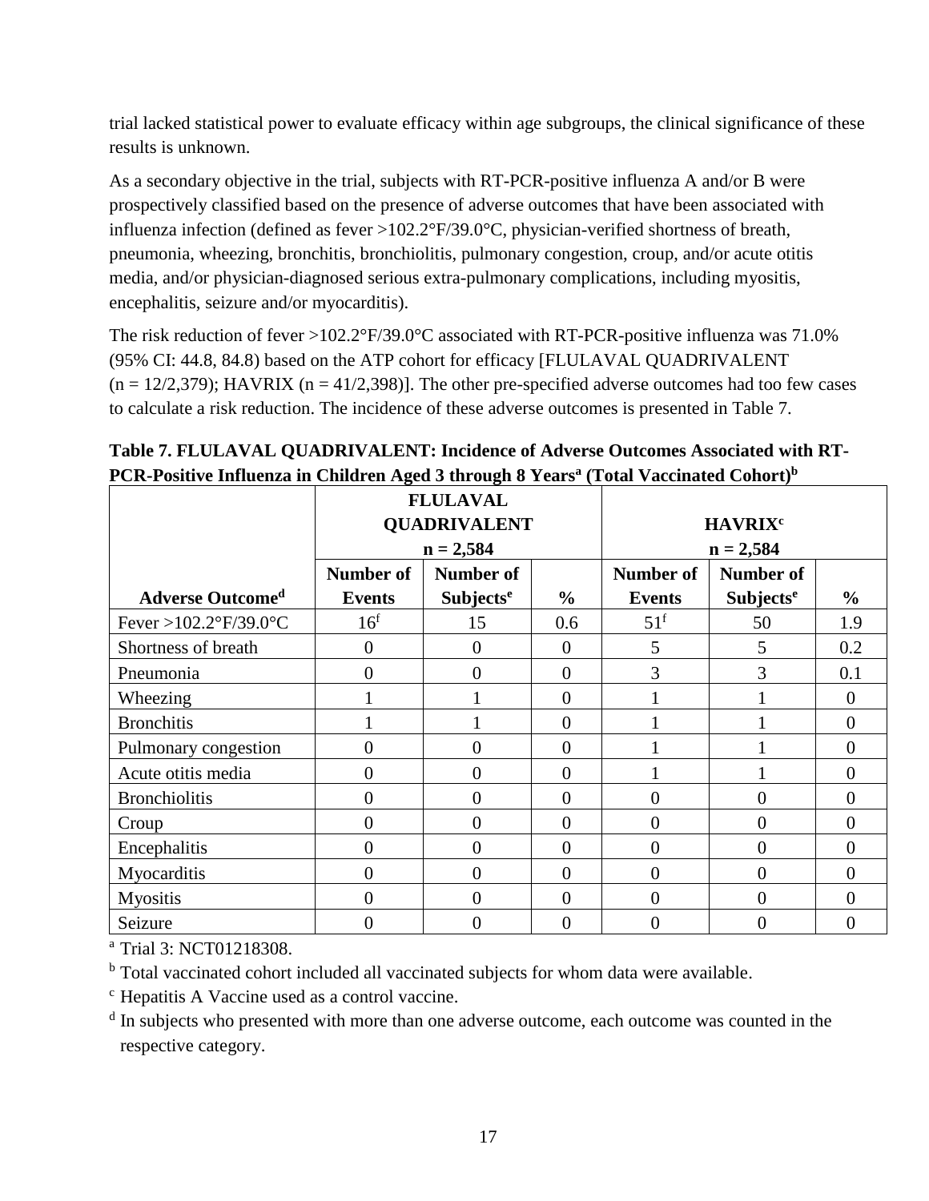trial lacked statistical power to evaluate efficacy within age subgroups, the clinical significance of these results is unknown.

As a secondary objective in the trial, subjects with RT-PCR-positive influenza A and/or B were prospectively classified based on the presence of adverse outcomes that have been associated with influenza infection (defined as fever >102.2°F/39.0°C, physician-verified shortness of breath, pneumonia, wheezing, bronchitis, bronchiolitis, pulmonary congestion, croup, and/or acute otitis media, and/or physician-diagnosed serious extra-pulmonary complications, including myositis, encephalitis, seizure and/or myocarditis).

The risk reduction of fever >102.2°F/39.0°C associated with RT-PCR-positive influenza was 71.0% (95% CI: 44.8, 84.8) based on the ATP cohort for efficacy [FLULAVAL QUADRIVALENT (n = 12/2,379); HAVRIX (n = 41/2,398)]. The other pre-specified adverse outcomes had too few cases to calculate a risk reduction. The incidence of these adverse outcomes is presented in Table 7.

**Table 7. FLULAVAL QUADRIVALENT: Incidence of Adverse Outcomes Associated with RT-PCR-Positive Influenza in Children Aged 3 through 8 Years[a] (Total Vaccinated Cohort)[b]**

| | FLULAVAL QUADRIVALENT n = 2,584 | | | HAVRIX[c] n = 2,584 | | |
|---|---|---|---|---|---|---|
| **Adverse Outcome[d]** | **Number of Events** | **Number of Subjects[e]** | **%** | **Number of Events** | **Number of Subjects[e]** | **%** |
| Fever >102.2°F/39.0°C | 16[f] | 15 | 0.6 | 51[f] | 50 | 1.9 |
| Shortness of breath | 0 | 0 | 0 | 5 | 5 | 0.2 |
| Pneumonia | 0 | 0 | 0 | 3 | 3 | 0.1 |
| Wheezing | 1 | 1 | 0 | 1 | 1 | 0 |
| Bronchitis | 1 | 1 | 0 | 1 | 1 | 0 |
| Pulmonary congestion | 0 | 0 | 0 | 1 | 1 | 0 |
| Acute otitis media | 0 | 0 | 0 | 1 | 1 | 0 |
| Bronchiolitis | 0 | 0 | 0 | 0 | 0 | 0 |
| Croup | 0 | 0 | 0 | 0 | 0 | 0 |
| Encephalitis | 0 | 0 | 0 | 0 | 0 | 0 |
| Myocarditis | 0 | 0 | 0 | 0 | 0 | 0 |
| Myositis | 0 | 0 | 0 | 0 | 0 | 0 |
| Seizure | 0 | 0 | 0 | 0 | 0 | 0 |

[a] Trial 3: NCT01218308.

[b] Total vaccinated cohort included all vaccinated subjects for whom data were available.

[c] Hepatitis A Vaccine used as a control vaccine.

[d] In subjects who presented with more than one adverse outcome, each outcome was counted in the respective category.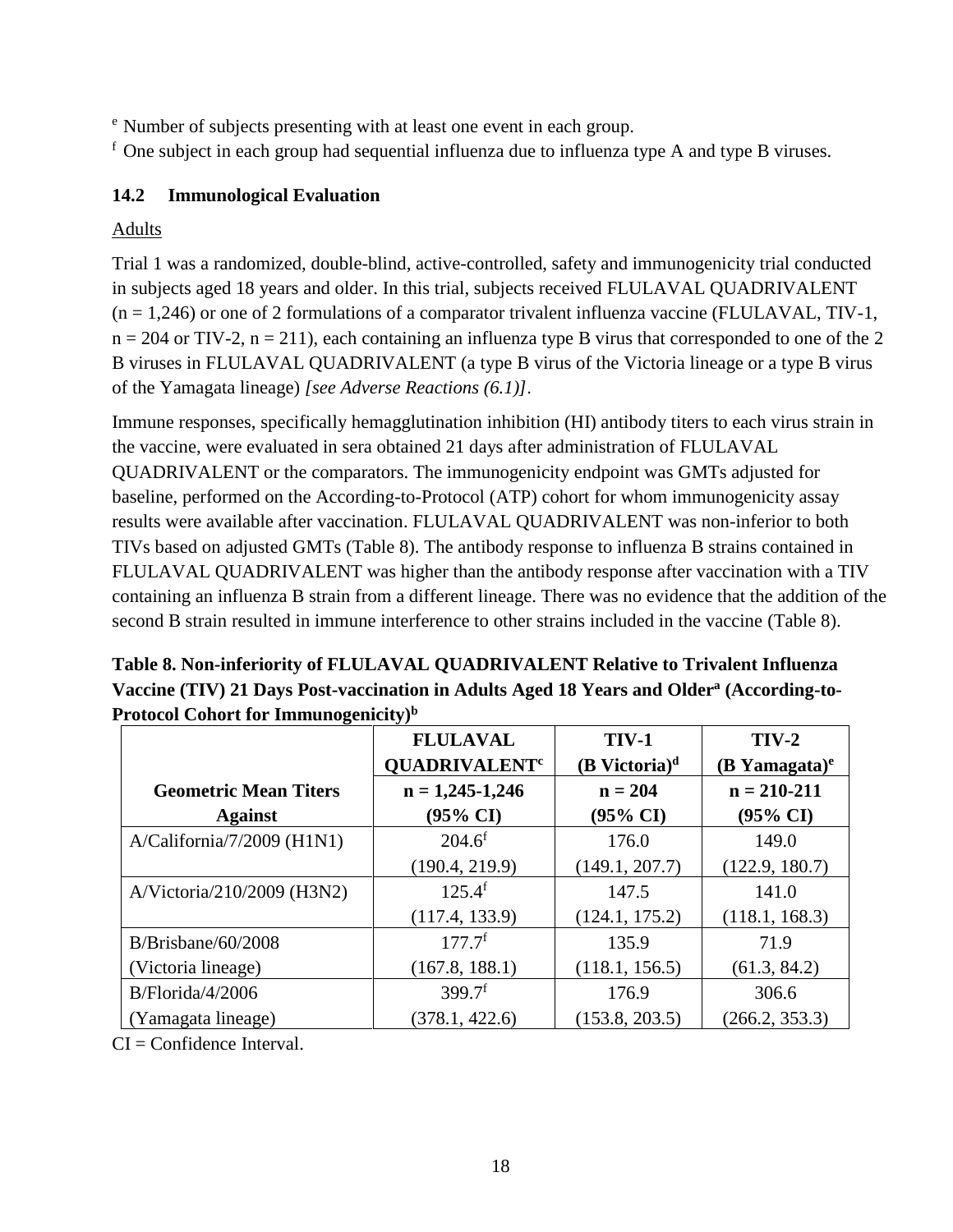[e] Number of subjects presenting with at least one event in each group.

[f] One subject in each group had sequential influenza due to influenza type A and type B viruses.

### 14.2 Immunological Evaluation

Adults

Trial 1 was a randomized, double-blind, active-controlled, safety and immunogenicity trial conducted in subjects aged 18 years and older. In this trial, subjects received FLULAVAL QUADRIVALENT (n = 1,246) or one of 2 formulations of a comparator trivalent influenza vaccine (FLULAVAL, TIV-1, n = 204 or TIV-2, n = 211), each containing an influenza type B virus that corresponded to one of the 2 B viruses in FLULAVAL QUADRIVALENT (a type B virus of the Victoria lineage or a type B virus of the Yamagata lineage) *[see Adverse Reactions (6.1)]*.

Immune responses, specifically hemagglutination inhibition (HI) antibody titers to each virus strain in the vaccine, were evaluated in sera obtained 21 days after administration of FLULAVAL QUADRIVALENT or the comparators. The immunogenicity endpoint was GMTs adjusted for baseline, performed on the According-to-Protocol (ATP) cohort for whom immunogenicity assay results were available after vaccination. FLULAVAL QUADRIVALENT was non-inferior to both TIVs based on adjusted GMTs (Table 8). The antibody response to influenza B strains contained in FLULAVAL QUADRIVALENT was higher than the antibody response after vaccination with a TIV containing an influenza B strain from a different lineage. There was no evidence that the addition of the second B strain resulted in immune interference to other strains included in the vaccine (Table 8).

**Table 8. Non-inferiority of FLULAVAL QUADRIVALENT Relative to Trivalent Influenza Vaccine (TIV) 21 Days Post-vaccination in Adults Aged 18 Years and Older[a] (According-to-Protocol Cohort for Immunogenicity)[b]**

| Geometric Mean Titers Against | FLULAVAL QUADRIVALENT[c] n = 1,245-1,246 (95% CI) | TIV-1 (B Victoria)[d] n = 204 (95% CI) | TIV-2 (B Yamagata)[e] n = 210-211 (95% CI) |
|---|---|---|---|
| A/California/7/2009 (H1N1) | 204.6[f] (190.4, 219.9) | 176.0 (149.1, 207.7) | 149.0 (122.9, 180.7) |
| A/Victoria/210/2009 (H3N2) | 125.4[f] (117.4, 133.9) | 147.5 (124.1, 175.2) | 141.0 (118.1, 168.3) |
| B/Brisbane/60/2008 (Victoria lineage) | 177.7[f] (167.8, 188.1) | 135.9 (118.1, 156.5) | 71.9 (61.3, 84.2) |
| B/Florida/4/2006 (Yamagata lineage) | 399.7[f] (378.1, 422.6) | 176.9 (153.8, 203.5) | 306.6 (266.2, 353.3) |

CI = Confidence Interval.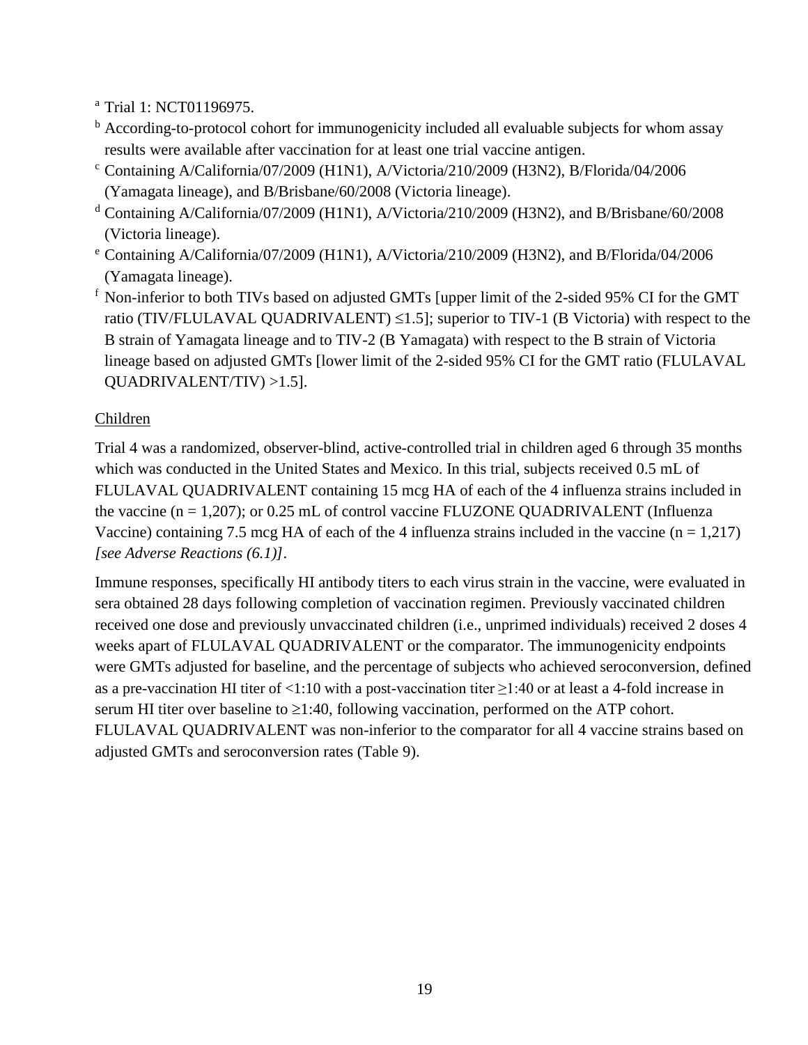[a] Trial 1: NCT01196975.

[b] According-to-protocol cohort for immunogenicity included all evaluable subjects for whom assay results were available after vaccination for at least one trial vaccine antigen.

[c] Containing A/California/07/2009 (H1N1), A/Victoria/210/2009 (H3N2), B/Florida/04/2006 (Yamagata lineage), and B/Brisbane/60/2008 (Victoria lineage).

[d] Containing A/California/07/2009 (H1N1), A/Victoria/210/2009 (H3N2), and B/Brisbane/60/2008 (Victoria lineage).

[e] Containing A/California/07/2009 (H1N1), A/Victoria/210/2009 (H3N2), and B/Florida/04/2006 (Yamagata lineage).

[f] Non-inferior to both TIVs based on adjusted GMTs [upper limit of the 2-sided 95% CI for the GMT ratio (TIV/FLULAVAL QUADRIVALENT) ≤1.5]; superior to TIV-1 (B Victoria) with respect to the B strain of Yamagata lineage and to TIV-2 (B Yamagata) with respect to the B strain of Victoria lineage based on adjusted GMTs [lower limit of the 2-sided 95% CI for the GMT ratio (FLULAVAL QUADRIVALENT/TIV) >1.5].

Children

Trial 4 was a randomized, observer-blind, active-controlled trial in children aged 6 through 35 months which was conducted in the United States and Mexico. In this trial, subjects received 0.5 mL of FLULAVAL QUADRIVALENT containing 15 mcg HA of each of the 4 influenza strains included in the vaccine (n = 1,207); or 0.25 mL of control vaccine FLUZONE QUADRIVALENT (Influenza Vaccine) containing 7.5 mcg HA of each of the 4 influenza strains included in the vaccine (n = 1,217) *[see Adverse Reactions (6.1)]*.

Immune responses, specifically HI antibody titers to each virus strain in the vaccine, were evaluated in sera obtained 28 days following completion of vaccination regimen. Previously vaccinated children received one dose and previously unvaccinated children (i.e., unprimed individuals) received 2 doses 4 weeks apart of FLULAVAL QUADRIVALENT or the comparator. The immunogenicity endpoints were GMTs adjusted for baseline, and the percentage of subjects who achieved seroconversion, defined as a pre-vaccination HI titer of <1:10 with a post-vaccination titer ≥1:40 or at least a 4-fold increase in serum HI titer over baseline to ≥1:40, following vaccination, performed on the ATP cohort. FLULAVAL QUADRIVALENT was non-inferior to the comparator for all 4 vaccine strains based on adjusted GMTs and seroconversion rates (Table 9).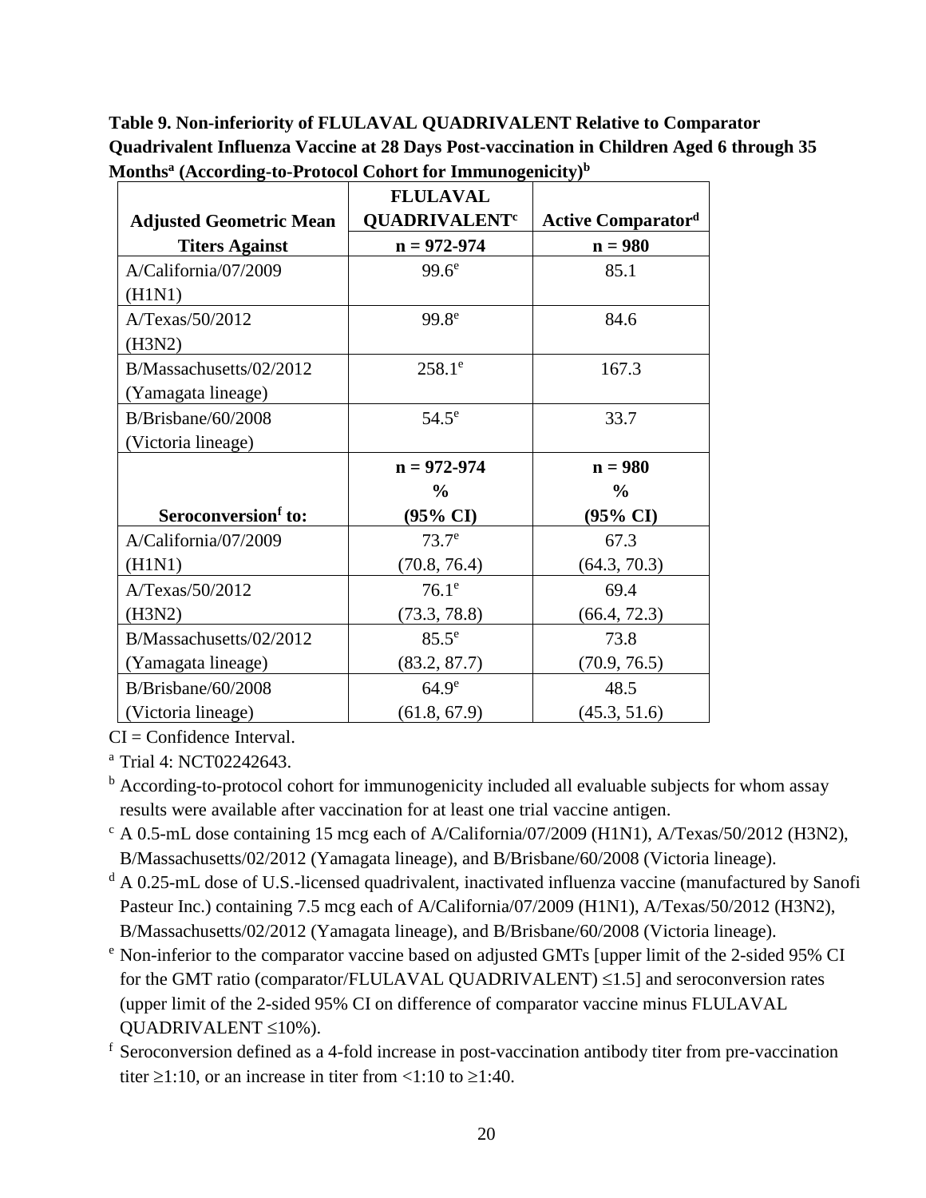**Table 9. Non-inferiority of FLULAVAL QUADRIVALENT Relative to Comparator Quadrivalent Influenza Vaccine at 28 Days Post-vaccination in Children Aged 6 through 35 Months[a] (According-to-Protocol Cohort for Immunogenicity)[b]**

| Adjusted Geometric Mean Titers Against | FLULAVAL QUADRIVALENT[c] n = 972-974 | Active Comparator[d] n = 980 |
|---|---|---|
| A/California/07/2009 (H1N1) | 99.6[e] | 85.1 |
| A/Texas/50/2012 (H3N2) | 99.8[e] | 84.6 |
| B/Massachusetts/02/2012 (Yamagata lineage) | 258.1[e] | 167.3 |
| B/Brisbane/60/2008 (Victoria lineage) | 54.5[e] | 33.7 |
| **Seroconversion[f] to:** | **n = 972-974 % (95% CI)** | **n = 980 % (95% CI)** |
| A/California/07/2009 (H1N1) | 73.7[e] (70.8, 76.4) | 67.3 (64.3, 70.3) |
| A/Texas/50/2012 (H3N2) | 76.1[e] (73.3, 78.8) | 69.4 (66.4, 72.3) |
| B/Massachusetts/02/2012 (Yamagata lineage) | 85.5[e] (83.2, 87.7) | 73.8 (70.9, 76.5) |
| B/Brisbane/60/2008 (Victoria lineage) | 64.9[e] (61.8, 67.9) | 48.5 (45.3, 51.6) |

CI = Confidence Interval.

[a] Trial 4: NCT02242643.

[b] According-to-protocol cohort for immunogenicity included all evaluable subjects for whom assay results were available after vaccination for at least one trial vaccine antigen.

[c] A 0.5-mL dose containing 15 mcg each of A/California/07/2009 (H1N1), A/Texas/50/2012 (H3N2), B/Massachusetts/02/2012 (Yamagata lineage), and B/Brisbane/60/2008 (Victoria lineage).

[d] A 0.25-mL dose of U.S.-licensed quadrivalent, inactivated influenza vaccine (manufactured by Sanofi Pasteur Inc.) containing 7.5 mcg each of A/California/07/2009 (H1N1), A/Texas/50/2012 (H3N2), B/Massachusetts/02/2012 (Yamagata lineage), and B/Brisbane/60/2008 (Victoria lineage).

[e] Non-inferior to the comparator vaccine based on adjusted GMTs [upper limit of the 2-sided 95% CI for the GMT ratio (comparator/FLULAVAL QUADRIVALENT) ≤1.5] and seroconversion rates (upper limit of the 2-sided 95% CI on difference of comparator vaccine minus FLULAVAL QUADRIVALENT ≤10%).

[f] Seroconversion defined as a 4-fold increase in post-vaccination antibody titer from pre-vaccination titer ≥1:10, or an increase in titer from <1:10 to ≥1:40.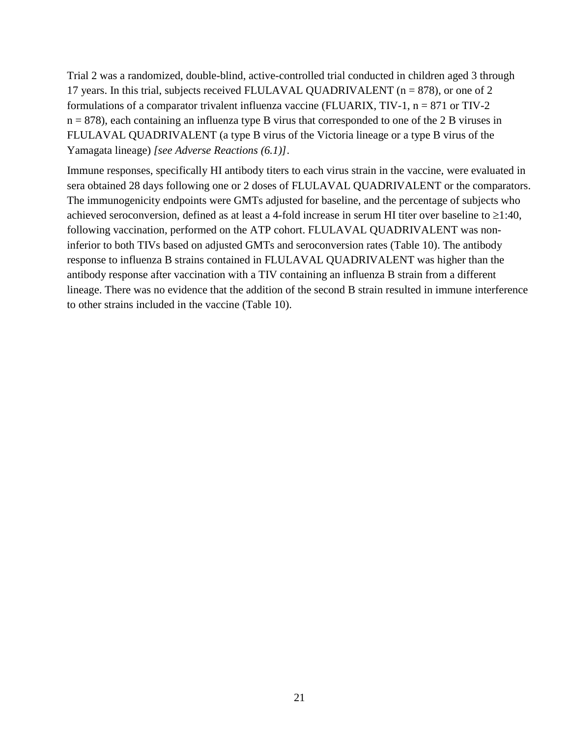Trial 2 was a randomized, double-blind, active-controlled trial conducted in children aged 3 through 17 years. In this trial, subjects received FLULAVAL QUADRIVALENT (n = 878), or one of 2 formulations of a comparator trivalent influenza vaccine (FLUARIX, TIV-1, n = 871 or TIV-2 n = 878), each containing an influenza type B virus that corresponded to one of the 2 B viruses in FLULAVAL QUADRIVALENT (a type B virus of the Victoria lineage or a type B virus of the Yamagata lineage) *[see Adverse Reactions (6.1)]*.

Immune responses, specifically HI antibody titers to each virus strain in the vaccine, were evaluated in sera obtained 28 days following one or 2 doses of FLULAVAL QUADRIVALENT or the comparators. The immunogenicity endpoints were GMTs adjusted for baseline, and the percentage of subjects who achieved seroconversion, defined as at least a 4-fold increase in serum HI titer over baseline to ≥1:40, following vaccination, performed on the ATP cohort. FLULAVAL QUADRIVALENT was non-inferior to both TIVs based on adjusted GMTs and seroconversion rates (Table 10). The antibody response to influenza B strains contained in FLULAVAL QUADRIVALENT was higher than the antibody response after vaccination with a TIV containing an influenza B strain from a different lineage. There was no evidence that the addition of the second B strain resulted in immune interference to other strains included in the vaccine (Table 10).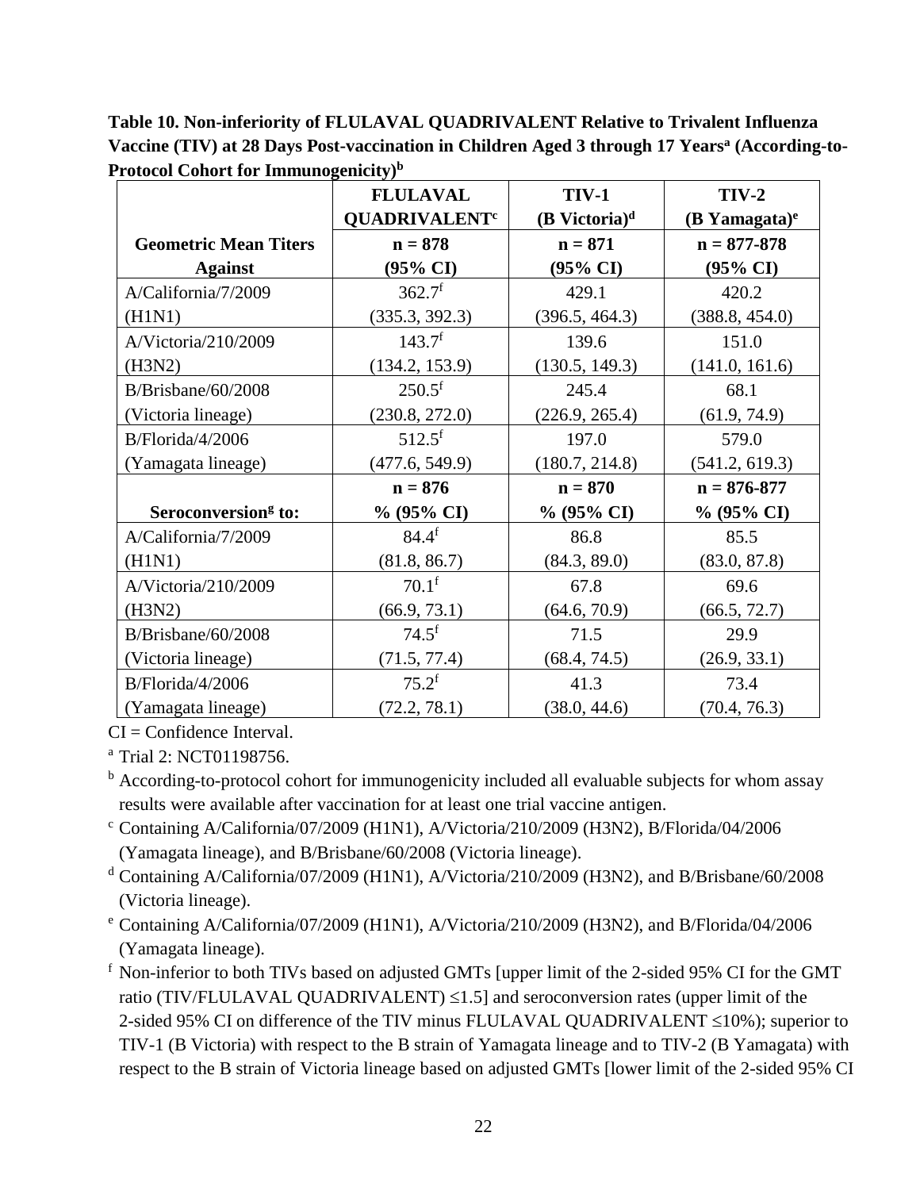**Table 10. Non-inferiority of FLULAVAL QUADRIVALENT Relative to Trivalent Influenza Vaccine (TIV) at 28 Days Post-vaccination in Children Aged 3 through 17 Years[a] (According-to-Protocol Cohort for Immunogenicity)[b]**

| Geometric Mean Titers Against | FLULAVAL QUADRIVALENT[c] n = 878 (95% CI) | TIV-1 (B Victoria)[d] n = 871 (95% CI) | TIV-2 (B Yamagata)[e] n = 877-878 (95% CI) |
|---|---|---|---|
| A/California/7/2009 (H1N1) | 362.7[f] (335.3, 392.3) | 429.1 (396.5, 464.3) | 420.2 (388.8, 454.0) |
| A/Victoria/210/2009 (H3N2) | 143.7[f] (134.2, 153.9) | 139.6 (130.5, 149.3) | 151.0 (141.0, 161.6) |
| B/Brisbane/60/2008 (Victoria lineage) | 250.5[f] (230.8, 272.0) | 245.4 (226.9, 265.4) | 68.1 (61.9, 74.9) |
| B/Florida/4/2006 (Yamagata lineage) | 512.5[f] (477.6, 549.9) | 197.0 (180.7, 214.8) | 579.0 (541.2, 619.3) |
| **Seroconversion[g] to:** | **n = 876 % (95% CI)** | **n = 870 % (95% CI)** | **n = 876-877 % (95% CI)** |
| A/California/7/2009 (H1N1) | 84.4[f] (81.8, 86.7) | 86.8 (84.3, 89.0) | 85.5 (83.0, 87.8) |
| A/Victoria/210/2009 (H3N2) | 70.1[f] (66.9, 73.1) | 67.8 (64.6, 70.9) | 69.6 (66.5, 72.7) |
| B/Brisbane/60/2008 (Victoria lineage) | 74.5[f] (71.5, 77.4) | 71.5 (68.4, 74.5) | 29.9 (26.9, 33.1) |
| B/Florida/4/2006 (Yamagata lineage) | 75.2[f] (72.2, 78.1) | 41.3 (38.0, 44.6) | 73.4 (70.4, 76.3) |

CI = Confidence Interval.

[a] Trial 2: NCT01198756.

[b] According-to-protocol cohort for immunogenicity included all evaluable subjects for whom assay results were available after vaccination for at least one trial vaccine antigen.

[c] Containing A/California/07/2009 (H1N1), A/Victoria/210/2009 (H3N2), B/Florida/04/2006 (Yamagata lineage), and B/Brisbane/60/2008 (Victoria lineage).

[d] Containing A/California/07/2009 (H1N1), A/Victoria/210/2009 (H3N2), and B/Brisbane/60/2008 (Victoria lineage).

[e] Containing A/California/07/2009 (H1N1), A/Victoria/210/2009 (H3N2), and B/Florida/04/2006 (Yamagata lineage).

[f] Non-inferior to both TIVs based on adjusted GMTs [upper limit of the 2-sided 95% CI for the GMT ratio (TIV/FLULAVAL QUADRIVALENT) ≤1.5] and seroconversion rates (upper limit of the 2-sided 95% CI on difference of the TIV minus FLULAVAL QUADRIVALENT ≤10%); superior to TIV-1 (B Victoria) with respect to the B strain of Yamagata lineage and to TIV-2 (B Yamagata) with respect to the B strain of Victoria lineage based on adjusted GMTs [lower limit of the 2-sided 95% CI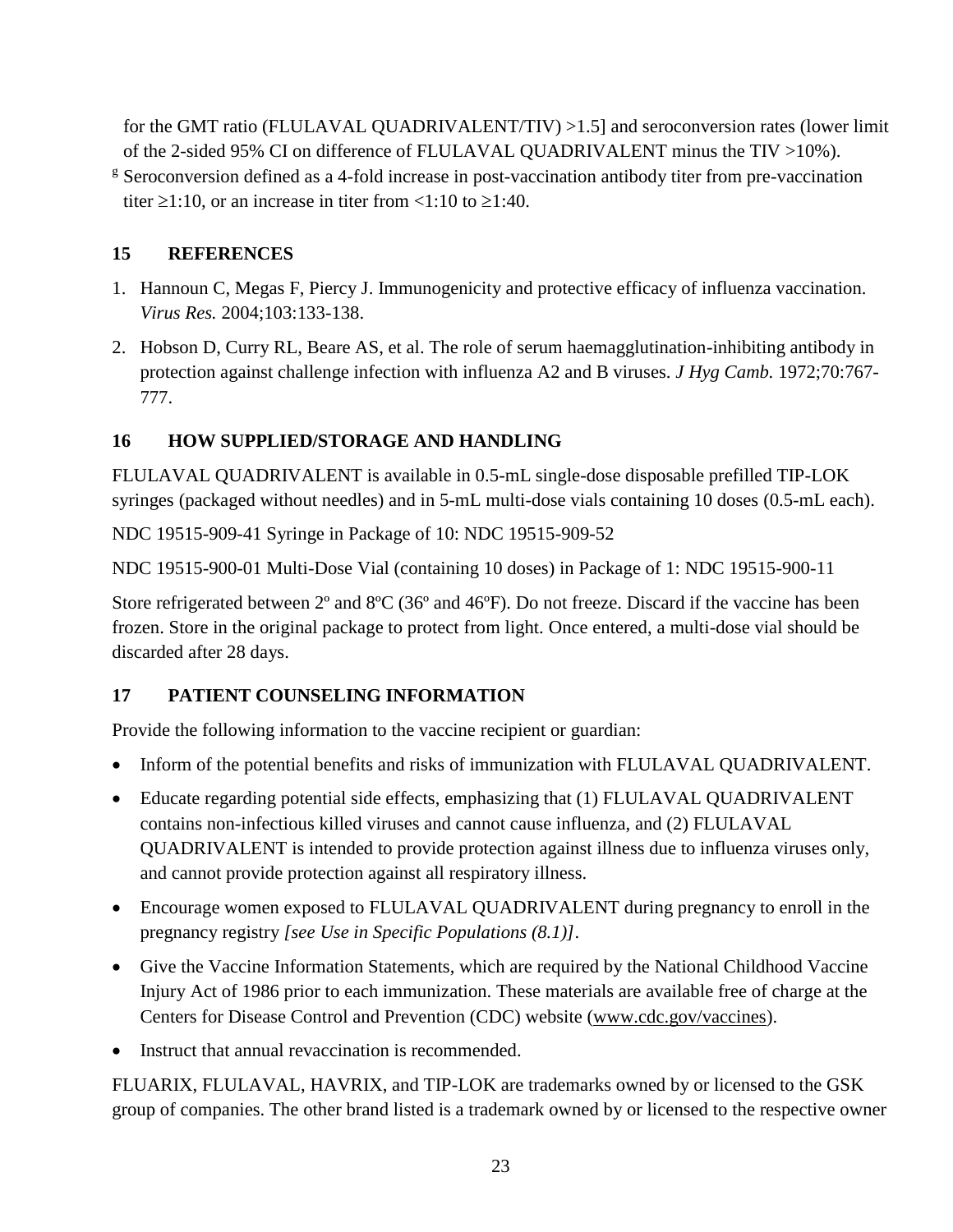for the GMT ratio (FLULAVAL QUADRIVALENT/TIV) >1.5] and seroconversion rates (lower limit of the 2-sided 95% CI on difference of FLULAVAL QUADRIVALENT minus the TIV >10%).

[g] Seroconversion defined as a 4-fold increase in post-vaccination antibody titer from pre-vaccination titer ≥1:10, or an increase in titer from <1:10 to ≥1:40.

## 15 REFERENCES

1. Hannoun C, Megas F, Piercy J. Immunogenicity and protective efficacy of influenza vaccination. *Virus Res.* 2004;103:133-138.
2. Hobson D, Curry RL, Beare AS, et al. The role of serum haemagglutination-inhibiting antibody in protection against challenge infection with influenza A2 and B viruses. *J Hyg Camb.* 1972;70:767-777.

## 16 HOW SUPPLIED/STORAGE AND HANDLING

FLULAVAL QUADRIVALENT is available in 0.5-mL single-dose disposable prefilled TIP-LOK syringes (packaged without needles) and in 5-mL multi-dose vials containing 10 doses (0.5-mL each).

NDC 19515-909-41 Syringe in Package of 10: NDC 19515-909-52

NDC 19515-900-01 Multi-Dose Vial (containing 10 doses) in Package of 1: NDC 19515-900-11

Store refrigerated between 2º and 8ºC (36º and 46ºF). Do not freeze. Discard if the vaccine has been frozen. Store in the original package to protect from light. Once entered, a multi-dose vial should be discarded after 28 days.

## 17 PATIENT COUNSELING INFORMATION

Provide the following information to the vaccine recipient or guardian:

- Inform of the potential benefits and risks of immunization with FLULAVAL QUADRIVALENT.
- Educate regarding potential side effects, emphasizing that (1) FLULAVAL QUADRIVALENT contains non-infectious killed viruses and cannot cause influenza, and (2) FLULAVAL QUADRIVALENT is intended to provide protection against illness due to influenza viruses only, and cannot provide protection against all respiratory illness.
- Encourage women exposed to FLULAVAL QUADRIVALENT during pregnancy to enroll in the pregnancy registry *[see Use in Specific Populations (8.1)]*.
- Give the Vaccine Information Statements, which are required by the National Childhood Vaccine Injury Act of 1986 prior to each immunization. These materials are available free of charge at the Centers for Disease Control and Prevention (CDC) website (www.cdc.gov/vaccines).
- Instruct that annual revaccination is recommended.

FLUARIX, FLULAVAL, HAVRIX, and TIP-LOK are trademarks owned by or licensed to the GSK group of companies. The other brand listed is a trademark owned by or licensed to the respective owner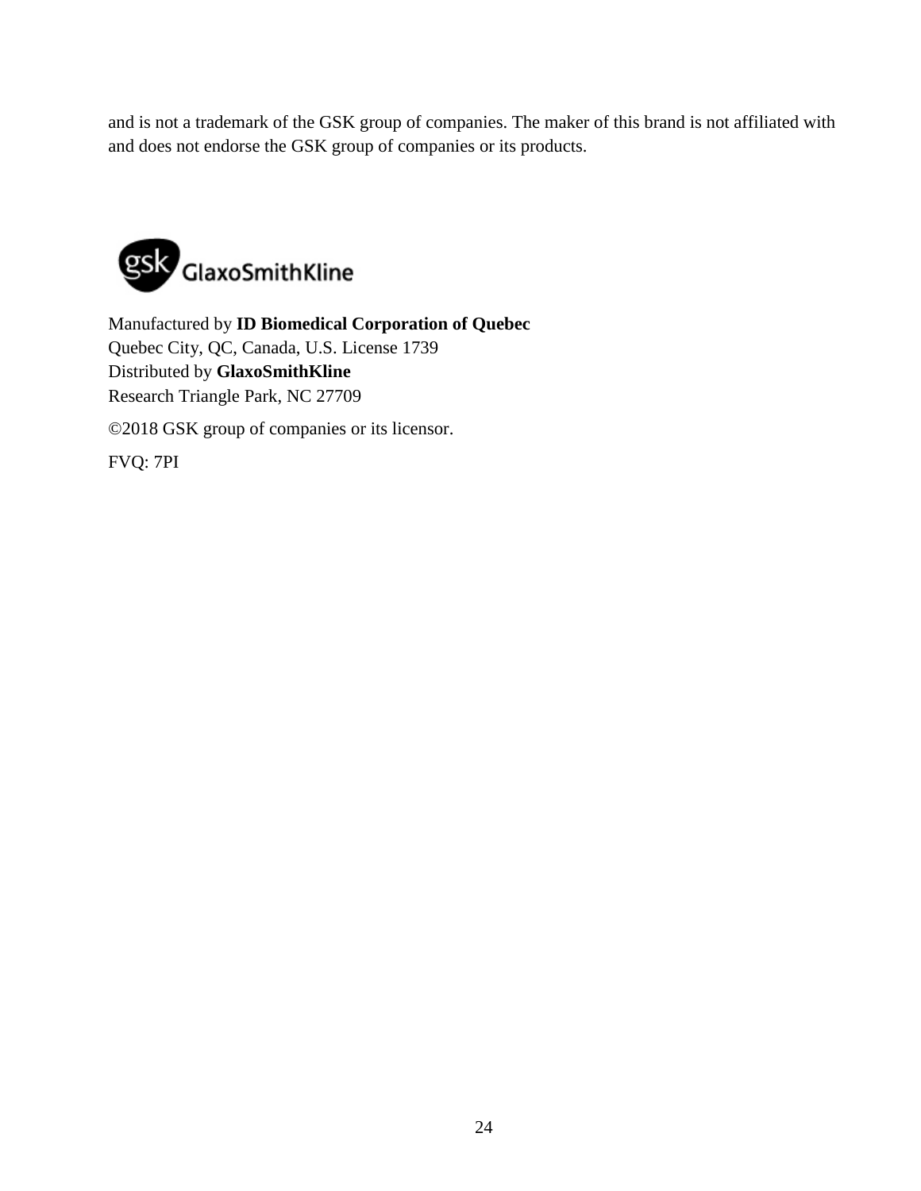and is not a trademark of the GSK group of companies. The maker of this brand is not affiliated with and does not endorse the GSK group of companies or its products.

Manufactured by **ID Biomedical Corporation of Quebec**
Quebec City, QC, Canada, U.S. License 1739
Distributed by **GlaxoSmithKline**
Research Triangle Park, NC 27709

©2018 GSK group of companies or its licensor.

FVQ: 7PI